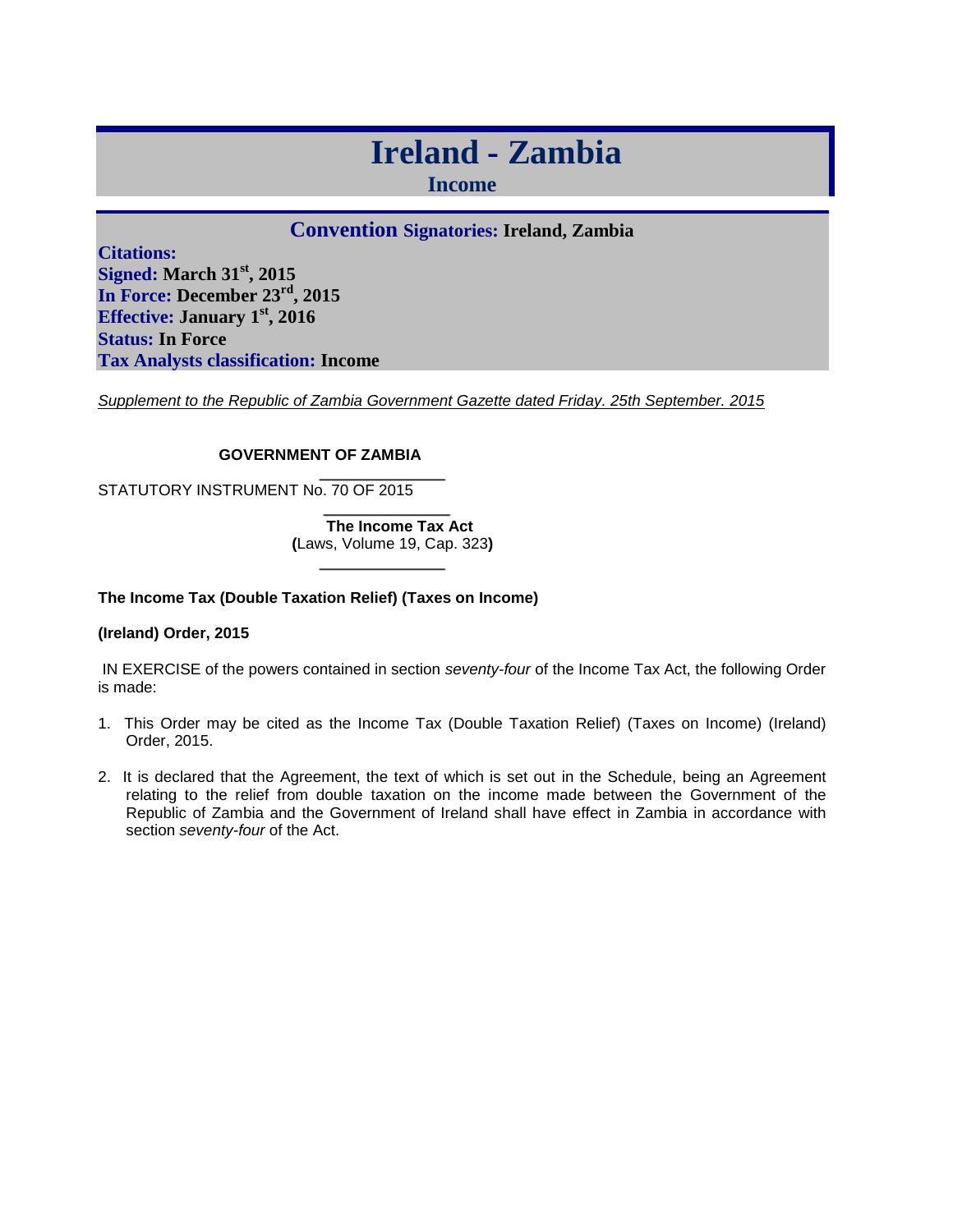# Ireland - Zambia

## Income

### Convention Signatories: Ireland, Zambia

**Citations:**
**Signed:** March 31st, 2015
**In Force:** December 23rd, 2015
**Effective:** January 1st, 2016
**Status:** In Force
**Tax Analysts classification:** Income

*Supplement to the Republic of Zambia Government Gazette dated Friday. 25th September. 2015*

**GOVERNMENT OF ZAMBIA**

STATUTORY INSTRUMENT No. 70 OF 2015

**The Income Tax Act**
**(**Laws, Volume 19, Cap. 323**)**

**The Income Tax (Double Taxation Relief) (Taxes on Income)**

**(Ireland) Order, 2015**

IN EXERCISE of the powers contained in section *seventy-four* of the Income Tax Act, the following Order is made:

1. This Order may be cited as the Income Tax (Double Taxation Relief) (Taxes on Income) (Ireland) Order, 2015.

2. It is declared that the Agreement, the text of which is set out in the Schedule, being an Agreement relating to the relief from double taxation on the income made between the Government of the Republic of Zambia and the Government of Ireland shall have effect in Zambia in accordance with section *seventy-four* of the Act.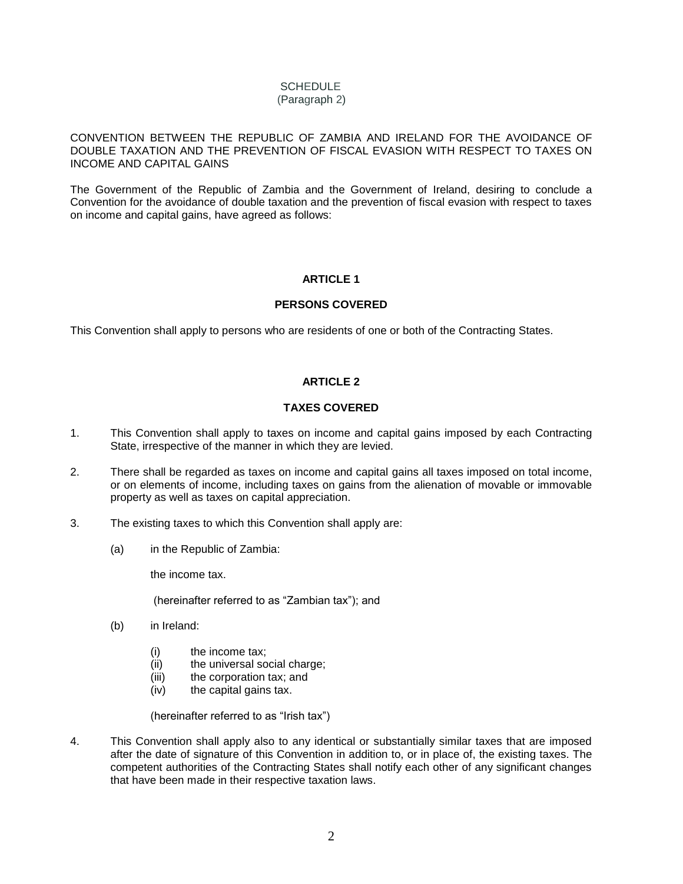SCHEDULE
(Paragraph 2)

CONVENTION BETWEEN THE REPUBLIC OF ZAMBIA AND IRELAND FOR THE AVOIDANCE OF DOUBLE TAXATION AND THE PREVENTION OF FISCAL EVASION WITH RESPECT TO TAXES ON INCOME AND CAPITAL GAINS

The Government of the Republic of Zambia and the Government of Ireland, desiring to conclude a Convention for the avoidance of double taxation and the prevention of fiscal evasion with respect to taxes on income and capital gains, have agreed as follows:

## ARTICLE 1

### PERSONS COVERED

This Convention shall apply to persons who are residents of one or both of the Contracting States.

## ARTICLE 2

### TAXES COVERED

1. This Convention shall apply to taxes on income and capital gains imposed by each Contracting State, irrespective of the manner in which they are levied.

2. There shall be regarded as taxes on income and capital gains all taxes imposed on total income, or on elements of income, including taxes on gains from the alienation of movable or immovable property as well as taxes on capital appreciation.

3. The existing taxes to which this Convention shall apply are:

   (a) in the Republic of Zambia:

   the income tax.

   (hereinafter referred to as "Zambian tax"); and

   (b) in Ireland:

   (i) the income tax;
   (ii) the universal social charge;
   (iii) the corporation tax; and
   (iv) the capital gains tax.

   (hereinafter referred to as "Irish tax")

4. This Convention shall apply also to any identical or substantially similar taxes that are imposed after the date of signature of this Convention in addition to, or in place of, the existing taxes. The competent authorities of the Contracting States shall notify each other of any significant changes that have been made in their respective taxation laws.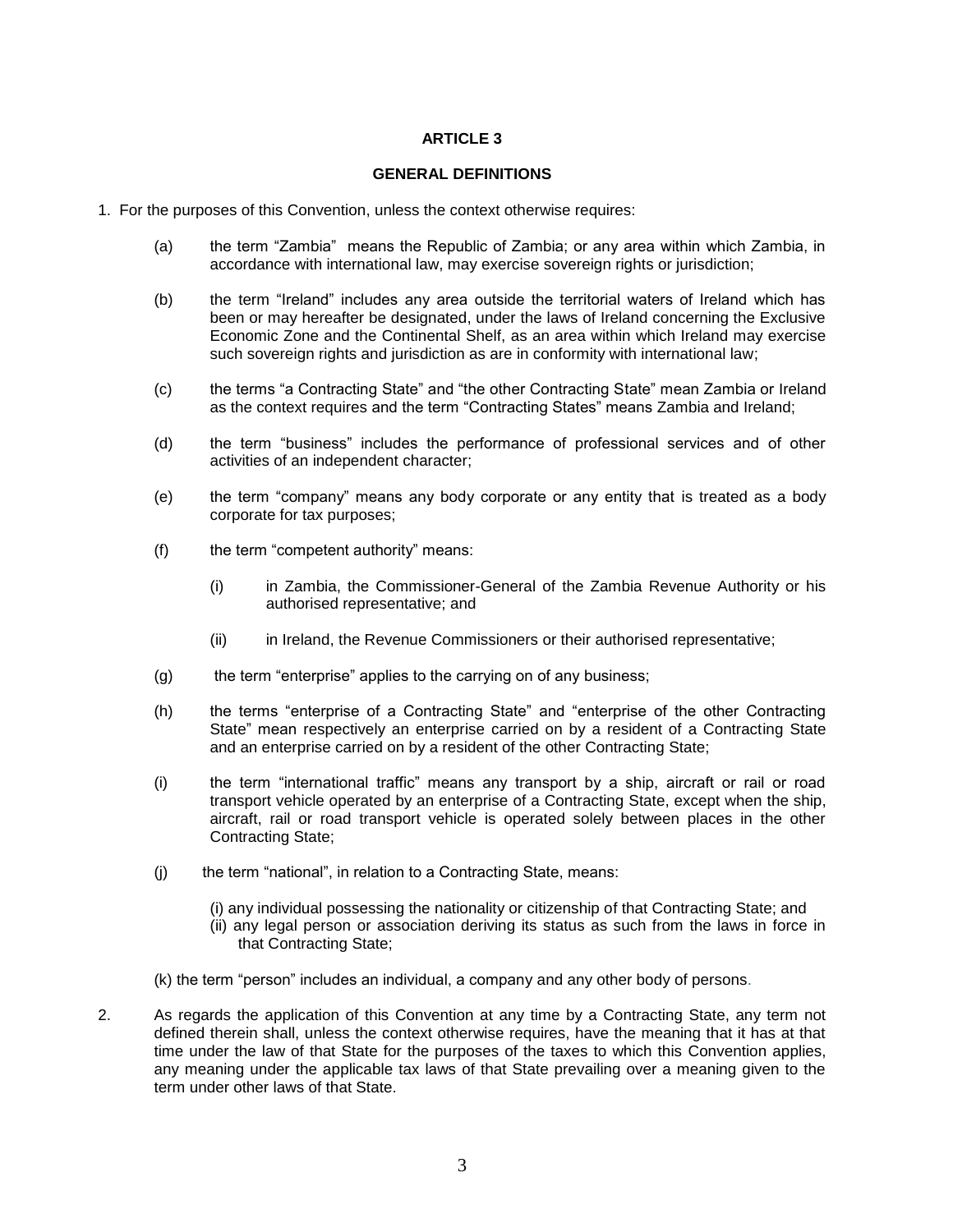## ARTICLE 3

### GENERAL DEFINITIONS

1. For the purposes of this Convention, unless the context otherwise requires:

   (a) the term "Zambia" means the Republic of Zambia; or any area within which Zambia, in accordance with international law, may exercise sovereign rights or jurisdiction;

   (b) the term "Ireland" includes any area outside the territorial waters of Ireland which has been or may hereafter be designated, under the laws of Ireland concerning the Exclusive Economic Zone and the Continental Shelf, as an area within which Ireland may exercise such sovereign rights and jurisdiction as are in conformity with international law;

   (c) the terms "a Contracting State" and "the other Contracting State" mean Zambia or Ireland as the context requires and the term "Contracting States" means Zambia and Ireland;

   (d) the term "business" includes the performance of professional services and of other activities of an independent character;

   (e) the term "company" means any body corporate or any entity that is treated as a body corporate for tax purposes;

   (f) the term "competent authority" means:

      (i) in Zambia, the Commissioner-General of the Zambia Revenue Authority or his authorised representative; and

      (ii) in Ireland, the Revenue Commissioners or their authorised representative;

   (g) the term "enterprise" applies to the carrying on of any business;

   (h) the terms "enterprise of a Contracting State" and "enterprise of the other Contracting State" mean respectively an enterprise carried on by a resident of a Contracting State and an enterprise carried on by a resident of the other Contracting State;

   (i) the term "international traffic" means any transport by a ship, aircraft or rail or road transport vehicle operated by an enterprise of a Contracting State, except when the ship, aircraft, rail or road transport vehicle is operated solely between places in the other Contracting State;

   (j) the term "national", in relation to a Contracting State, means:

      (i) any individual possessing the nationality or citizenship of that Contracting State; and
      (ii) any legal person or association deriving its status as such from the laws in force in that Contracting State;

   (k) the term "person" includes an individual, a company and any other body of persons.

2. As regards the application of this Convention at any time by a Contracting State, any term not defined therein shall, unless the context otherwise requires, have the meaning that it has at that time under the law of that State for the purposes of the taxes to which this Convention applies, any meaning under the applicable tax laws of that State prevailing over a meaning given to the term under other laws of that State.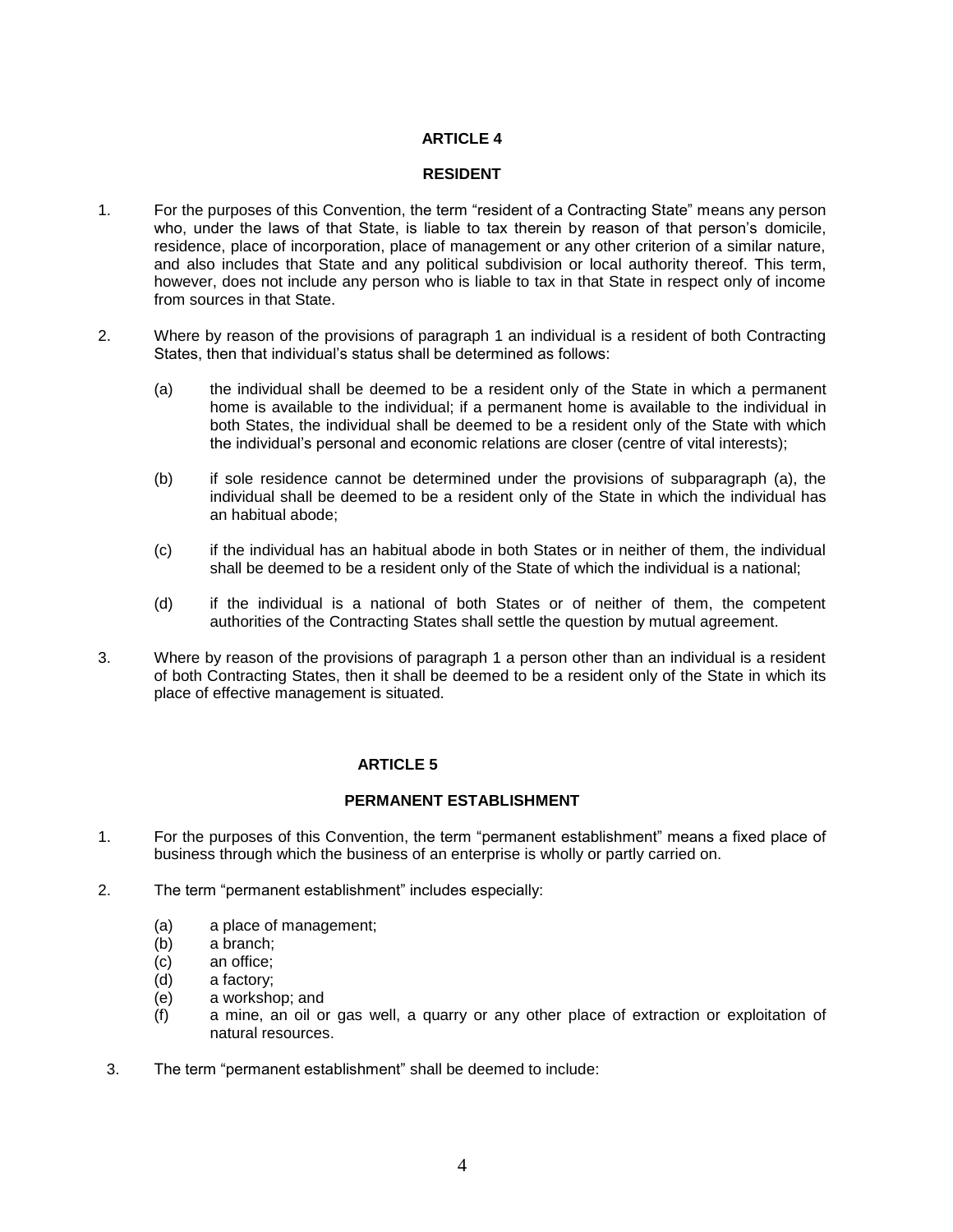## ARTICLE 4

### RESIDENT

1. For the purposes of this Convention, the term “resident of a Contracting State” means any person who, under the laws of that State, is liable to tax therein by reason of that person’s domicile, residence, place of incorporation, place of management or any other criterion of a similar nature, and also includes that State and any political subdivision or local authority thereof. This term, however, does not include any person who is liable to tax in that State in respect only of income from sources in that State.

2. Where by reason of the provisions of paragraph 1 an individual is a resident of both Contracting States, then that individual’s status shall be determined as follows:

   (a) the individual shall be deemed to be a resident only of the State in which a permanent home is available to the individual; if a permanent home is available to the individual in both States, the individual shall be deemed to be a resident only of the State with which the individual’s personal and economic relations are closer (centre of vital interests);

   (b) if sole residence cannot be determined under the provisions of subparagraph (a), the individual shall be deemed to be a resident only of the State in which the individual has an habitual abode;

   (c) if the individual has an habitual abode in both States or in neither of them, the individual shall be deemed to be a resident only of the State of which the individual is a national;

   (d) if the individual is a national of both States or of neither of them, the competent authorities of the Contracting States shall settle the question by mutual agreement.

3. Where by reason of the provisions of paragraph 1 a person other than an individual is a resident of both Contracting States, then it shall be deemed to be a resident only of the State in which its place of effective management is situated.

## ARTICLE 5

### PERMANENT ESTABLISHMENT

1. For the purposes of this Convention, the term “permanent establishment” means a fixed place of business through which the business of an enterprise is wholly or partly carried on.

2. The term “permanent establishment” includes especially:

   (a) a place of management;
   (b) a branch;
   (c) an office;
   (d) a factory;
   (e) a workshop; and
   (f) a mine, an oil or gas well, a quarry or any other place of extraction or exploitation of natural resources.

3. The term “permanent establishment” shall be deemed to include: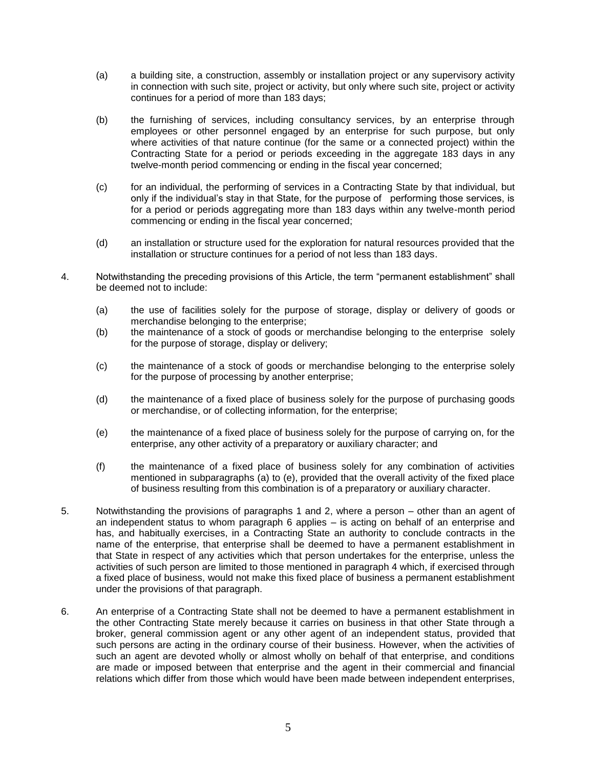(a) a building site, a construction, assembly or installation project or any supervisory activity in connection with such site, project or activity, but only where such site, project or activity continues for a period of more than 183 days;

(b) the furnishing of services, including consultancy services, by an enterprise through employees or other personnel engaged by an enterprise for such purpose, but only where activities of that nature continue (for the same or a connected project) within the Contracting State for a period or periods exceeding in the aggregate 183 days in any twelve-month period commencing or ending in the fiscal year concerned;

(c) for an individual, the performing of services in a Contracting State by that individual, but only if the individual's stay in that State, for the purpose of performing those services, is for a period or periods aggregating more than 183 days within any twelve-month period commencing or ending in the fiscal year concerned;

(d) an installation or structure used for the exploration for natural resources provided that the installation or structure continues for a period of not less than 183 days.

4. Notwithstanding the preceding provisions of this Article, the term "permanent establishment" shall be deemed not to include:

(a) the use of facilities solely for the purpose of storage, display or delivery of goods or merchandise belonging to the enterprise;

(b) the maintenance of a stock of goods or merchandise belonging to the enterprise solely for the purpose of storage, display or delivery;

(c) the maintenance of a stock of goods or merchandise belonging to the enterprise solely for the purpose of processing by another enterprise;

(d) the maintenance of a fixed place of business solely for the purpose of purchasing goods or merchandise, or of collecting information, for the enterprise;

(e) the maintenance of a fixed place of business solely for the purpose of carrying on, for the enterprise, any other activity of a preparatory or auxiliary character; and

(f) the maintenance of a fixed place of business solely for any combination of activities mentioned in subparagraphs (a) to (e), provided that the overall activity of the fixed place of business resulting from this combination is of a preparatory or auxiliary character.

5. Notwithstanding the provisions of paragraphs 1 and 2, where a person – other than an agent of an independent status to whom paragraph 6 applies – is acting on behalf of an enterprise and has, and habitually exercises, in a Contracting State an authority to conclude contracts in the name of the enterprise, that enterprise shall be deemed to have a permanent establishment in that State in respect of any activities which that person undertakes for the enterprise, unless the activities of such person are limited to those mentioned in paragraph 4 which, if exercised through a fixed place of business, would not make this fixed place of business a permanent establishment under the provisions of that paragraph.

6. An enterprise of a Contracting State shall not be deemed to have a permanent establishment in the other Contracting State merely because it carries on business in that other State through a broker, general commission agent or any other agent of an independent status, provided that such persons are acting in the ordinary course of their business. However, when the activities of such an agent are devoted wholly or almost wholly on behalf of that enterprise, and conditions are made or imposed between that enterprise and the agent in their commercial and financial relations which differ from those which would have been made between independent enterprises,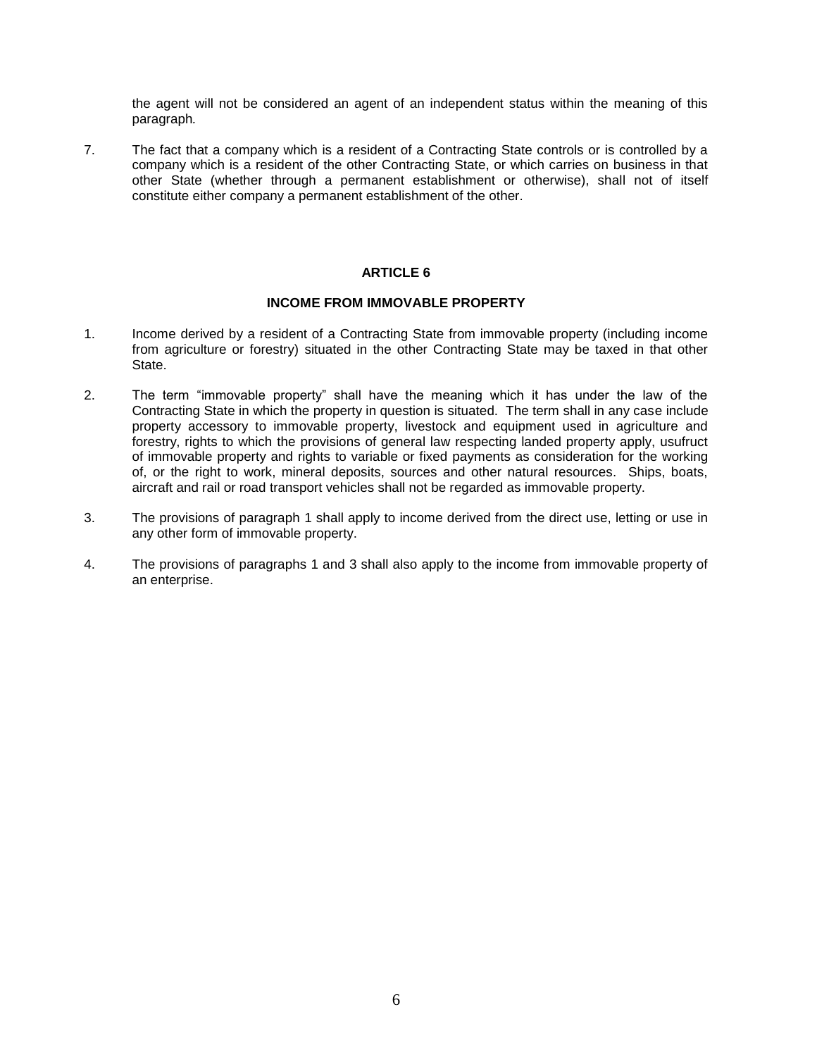the agent will not be considered an agent of an independent status within the meaning of this paragraph.

7. The fact that a company which is a resident of a Contracting State controls or is controlled by a company which is a resident of the other Contracting State, or which carries on business in that other State (whether through a permanent establishment or otherwise), shall not of itself constitute either company a permanent establishment of the other.

## ARTICLE 6

### INCOME FROM IMMOVABLE PROPERTY

1. Income derived by a resident of a Contracting State from immovable property (including income from agriculture or forestry) situated in the other Contracting State may be taxed in that other State.

2. The term "immovable property" shall have the meaning which it has under the law of the Contracting State in which the property in question is situated. The term shall in any case include property accessory to immovable property, livestock and equipment used in agriculture and forestry, rights to which the provisions of general law respecting landed property apply, usufruct of immovable property and rights to variable or fixed payments as consideration for the working of, or the right to work, mineral deposits, sources and other natural resources. Ships, boats, aircraft and rail or road transport vehicles shall not be regarded as immovable property.

3. The provisions of paragraph 1 shall apply to income derived from the direct use, letting or use in any other form of immovable property.

4. The provisions of paragraphs 1 and 3 shall also apply to the income from immovable property of an enterprise.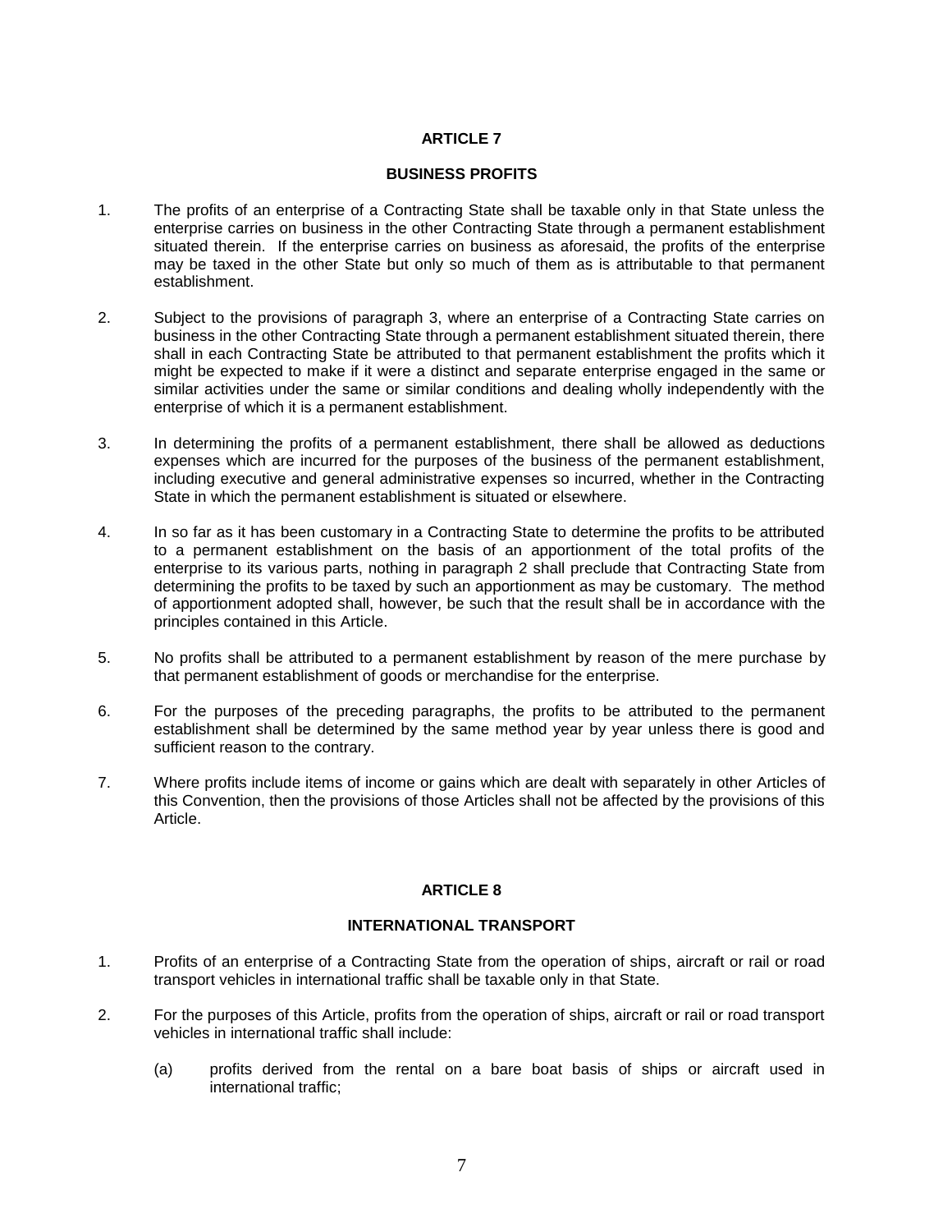## ARTICLE 7

### BUSINESS PROFITS

1. The profits of an enterprise of a Contracting State shall be taxable only in that State unless the enterprise carries on business in the other Contracting State through a permanent establishment situated therein. If the enterprise carries on business as aforesaid, the profits of the enterprise may be taxed in the other State but only so much of them as is attributable to that permanent establishment.

2. Subject to the provisions of paragraph 3, where an enterprise of a Contracting State carries on business in the other Contracting State through a permanent establishment situated therein, there shall in each Contracting State be attributed to that permanent establishment the profits which it might be expected to make if it were a distinct and separate enterprise engaged in the same or similar activities under the same or similar conditions and dealing wholly independently with the enterprise of which it is a permanent establishment.

3. In determining the profits of a permanent establishment, there shall be allowed as deductions expenses which are incurred for the purposes of the business of the permanent establishment, including executive and general administrative expenses so incurred, whether in the Contracting State in which the permanent establishment is situated or elsewhere.

4. In so far as it has been customary in a Contracting State to determine the profits to be attributed to a permanent establishment on the basis of an apportionment of the total profits of the enterprise to its various parts, nothing in paragraph 2 shall preclude that Contracting State from determining the profits to be taxed by such an apportionment as may be customary. The method of apportionment adopted shall, however, be such that the result shall be in accordance with the principles contained in this Article.

5. No profits shall be attributed to a permanent establishment by reason of the mere purchase by that permanent establishment of goods or merchandise for the enterprise.

6. For the purposes of the preceding paragraphs, the profits to be attributed to the permanent establishment shall be determined by the same method year by year unless there is good and sufficient reason to the contrary.

7. Where profits include items of income or gains which are dealt with separately in other Articles of this Convention, then the provisions of those Articles shall not be affected by the provisions of this Article.

## ARTICLE 8

### INTERNATIONAL TRANSPORT

1. Profits of an enterprise of a Contracting State from the operation of ships, aircraft or rail or road transport vehicles in international traffic shall be taxable only in that State.

2. For the purposes of this Article, profits from the operation of ships, aircraft or rail or road transport vehicles in international traffic shall include:

   (a) profits derived from the rental on a bare boat basis of ships or aircraft used in international traffic;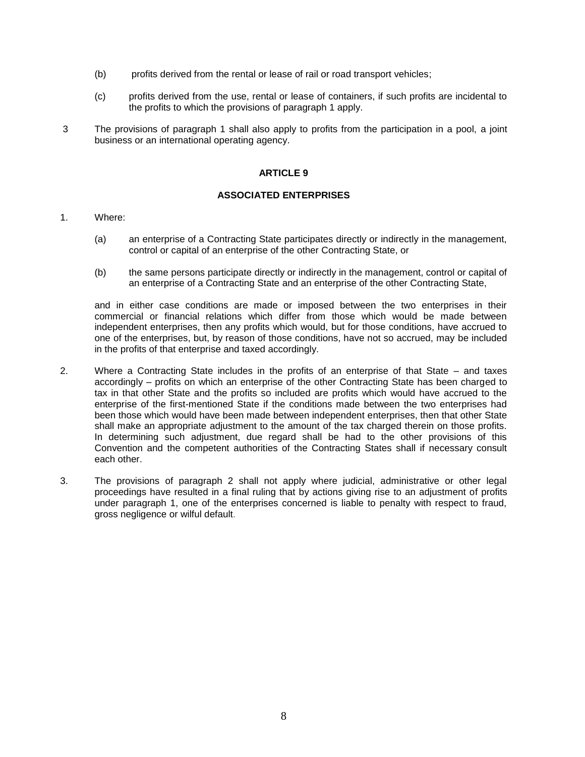(b) profits derived from the rental or lease of rail or road transport vehicles;

(c) profits derived from the use, rental or lease of containers, if such profits are incidental to the profits to which the provisions of paragraph 1 apply.

3 The provisions of paragraph 1 shall also apply to profits from the participation in a pool, a joint business or an international operating agency.

## ARTICLE 9

## ASSOCIATED ENTERPRISES

1. Where:

   (a) an enterprise of a Contracting State participates directly or indirectly in the management, control or capital of an enterprise of the other Contracting State, or

   (b) the same persons participate directly or indirectly in the management, control or capital of an enterprise of a Contracting State and an enterprise of the other Contracting State,

   and in either case conditions are made or imposed between the two enterprises in their commercial or financial relations which differ from those which would be made between independent enterprises, then any profits which would, but for those conditions, have accrued to one of the enterprises, but, by reason of those conditions, have not so accrued, may be included in the profits of that enterprise and taxed accordingly.

2. Where a Contracting State includes in the profits of an enterprise of that State – and taxes accordingly – profits on which an enterprise of the other Contracting State has been charged to tax in that other State and the profits so included are profits which would have accrued to the enterprise of the first-mentioned State if the conditions made between the two enterprises had been those which would have been made between independent enterprises, then that other State shall make an appropriate adjustment to the amount of the tax charged therein on those profits. In determining such adjustment, due regard shall be had to the other provisions of this Convention and the competent authorities of the Contracting States shall if necessary consult each other.

3. The provisions of paragraph 2 shall not apply where judicial, administrative or other legal proceedings have resulted in a final ruling that by actions giving rise to an adjustment of profits under paragraph 1, one of the enterprises concerned is liable to penalty with respect to fraud, gross negligence or wilful default.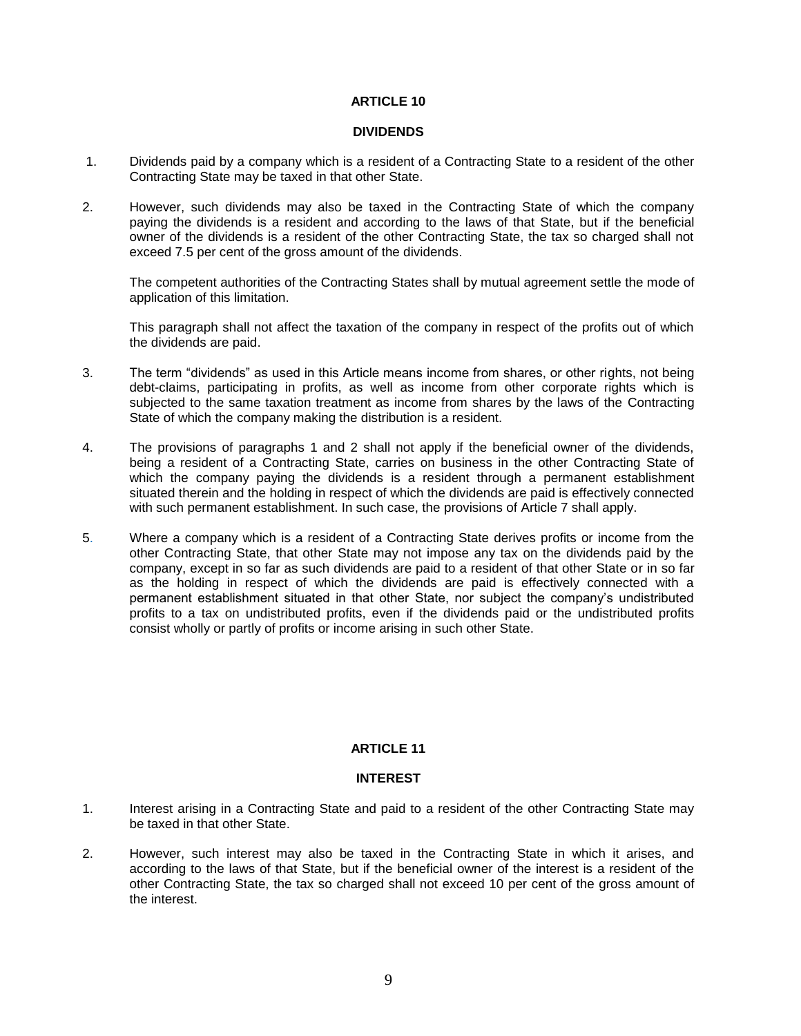## ARTICLE 10

### DIVIDENDS

1. Dividends paid by a company which is a resident of a Contracting State to a resident of the other Contracting State may be taxed in that other State.

2. However, such dividends may also be taxed in the Contracting State of which the company paying the dividends is a resident and according to the laws of that State, but if the beneficial owner of the dividends is a resident of the other Contracting State, the tax so charged shall not exceed 7.5 per cent of the gross amount of the dividends.

   The competent authorities of the Contracting States shall by mutual agreement settle the mode of application of this limitation.

   This paragraph shall not affect the taxation of the company in respect of the profits out of which the dividends are paid.

3. The term "dividends" as used in this Article means income from shares, or other rights, not being debt-claims, participating in profits, as well as income from other corporate rights which is subjected to the same taxation treatment as income from shares by the laws of the Contracting State of which the company making the distribution is a resident.

4. The provisions of paragraphs 1 and 2 shall not apply if the beneficial owner of the dividends, being a resident of a Contracting State, carries on business in the other Contracting State of which the company paying the dividends is a resident through a permanent establishment situated therein and the holding in respect of which the dividends are paid is effectively connected with such permanent establishment. In such case, the provisions of Article 7 shall apply.

5. Where a company which is a resident of a Contracting State derives profits or income from the other Contracting State, that other State may not impose any tax on the dividends paid by the company, except in so far as such dividends are paid to a resident of that other State or in so far as the holding in respect of which the dividends are paid is effectively connected with a permanent establishment situated in that other State, nor subject the company's undistributed profits to a tax on undistributed profits, even if the dividends paid or the undistributed profits consist wholly or partly of profits or income arising in such other State.

## ARTICLE 11

### INTEREST

1. Interest arising in a Contracting State and paid to a resident of the other Contracting State may be taxed in that other State.

2. However, such interest may also be taxed in the Contracting State in which it arises, and according to the laws of that State, but if the beneficial owner of the interest is a resident of the other Contracting State, the tax so charged shall not exceed 10 per cent of the gross amount of the interest.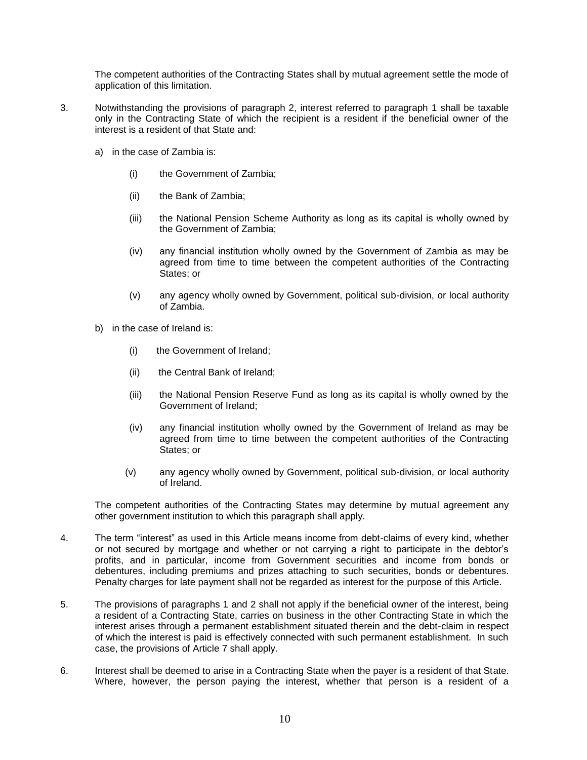The competent authorities of the Contracting States shall by mutual agreement settle the mode of application of this limitation.

3. Notwithstanding the provisions of paragraph 2, interest referred to paragraph 1 shall be taxable only in the Contracting State of which the recipient is a resident if the beneficial owner of the interest is a resident of that State and:

   a) in the case of Zambia is:

      (i) the Government of Zambia;

      (ii) the Bank of Zambia;

      (iii) the National Pension Scheme Authority as long as its capital is wholly owned by the Government of Zambia;

      (iv) any financial institution wholly owned by the Government of Zambia as may be agreed from time to time between the competent authorities of the Contracting States; or

      (v) any agency wholly owned by Government, political sub-division, or local authority of Zambia.

   b) in the case of Ireland is:

      (i) the Government of Ireland;

      (ii) the Central Bank of Ireland;

      (iii) the National Pension Reserve Fund as long as its capital is wholly owned by the Government of Ireland;

      (iv) any financial institution wholly owned by the Government of Ireland as may be agreed from time to time between the competent authorities of the Contracting States; or

      (v) any agency wholly owned by Government, political sub-division, or local authority of Ireland.

   The competent authorities of the Contracting States may determine by mutual agreement any other government institution to which this paragraph shall apply.

4. The term "interest" as used in this Article means income from debt-claims of every kind, whether or not secured by mortgage and whether or not carrying a right to participate in the debtor's profits, and in particular, income from Government securities and income from bonds or debentures, including premiums and prizes attaching to such securities, bonds or debentures. Penalty charges for late payment shall not be regarded as interest for the purpose of this Article.

5. The provisions of paragraphs 1 and 2 shall not apply if the beneficial owner of the interest, being a resident of a Contracting State, carries on business in the other Contracting State in which the interest arises through a permanent establishment situated therein and the debt-claim in respect of which the interest is paid is effectively connected with such permanent establishment. In such case, the provisions of Article 7 shall apply.

6. Interest shall be deemed to arise in a Contracting State when the payer is a resident of that State. Where, however, the person paying the interest, whether that person is a resident of a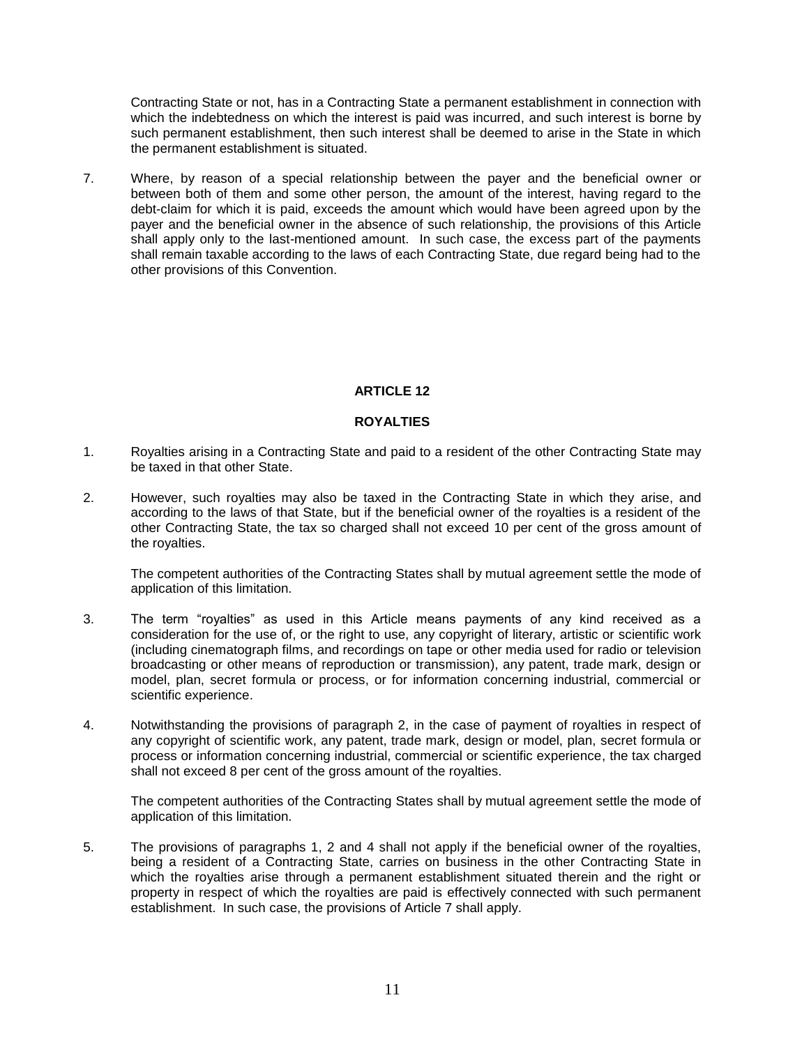Contracting State or not, has in a Contracting State a permanent establishment in connection with which the indebtedness on which the interest is paid was incurred, and such interest is borne by such permanent establishment, then such interest shall be deemed to arise in the State in which the permanent establishment is situated.

7. Where, by reason of a special relationship between the payer and the beneficial owner or between both of them and some other person, the amount of the interest, having regard to the debt-claim for which it is paid, exceeds the amount which would have been agreed upon by the payer and the beneficial owner in the absence of such relationship, the provisions of this Article shall apply only to the last-mentioned amount. In such case, the excess part of the payments shall remain taxable according to the laws of each Contracting State, due regard being had to the other provisions of this Convention.

## ARTICLE 12

## ROYALTIES

1. Royalties arising in a Contracting State and paid to a resident of the other Contracting State may be taxed in that other State.

2. However, such royalties may also be taxed in the Contracting State in which they arise, and according to the laws of that State, but if the beneficial owner of the royalties is a resident of the other Contracting State, the tax so charged shall not exceed 10 per cent of the gross amount of the royalties.

   The competent authorities of the Contracting States shall by mutual agreement settle the mode of application of this limitation.

3. The term “royalties” as used in this Article means payments of any kind received as a consideration for the use of, or the right to use, any copyright of literary, artistic or scientific work (including cinematograph films, and recordings on tape or other media used for radio or television broadcasting or other means of reproduction or transmission), any patent, trade mark, design or model, plan, secret formula or process, or for information concerning industrial, commercial or scientific experience.

4. Notwithstanding the provisions of paragraph 2, in the case of payment of royalties in respect of any copyright of scientific work, any patent, trade mark, design or model, plan, secret formula or process or information concerning industrial, commercial or scientific experience, the tax charged shall not exceed 8 per cent of the gross amount of the royalties.

   The competent authorities of the Contracting States shall by mutual agreement settle the mode of application of this limitation.

5. The provisions of paragraphs 1, 2 and 4 shall not apply if the beneficial owner of the royalties, being a resident of a Contracting State, carries on business in the other Contracting State in which the royalties arise through a permanent establishment situated therein and the right or property in respect of which the royalties are paid is effectively connected with such permanent establishment. In such case, the provisions of Article 7 shall apply.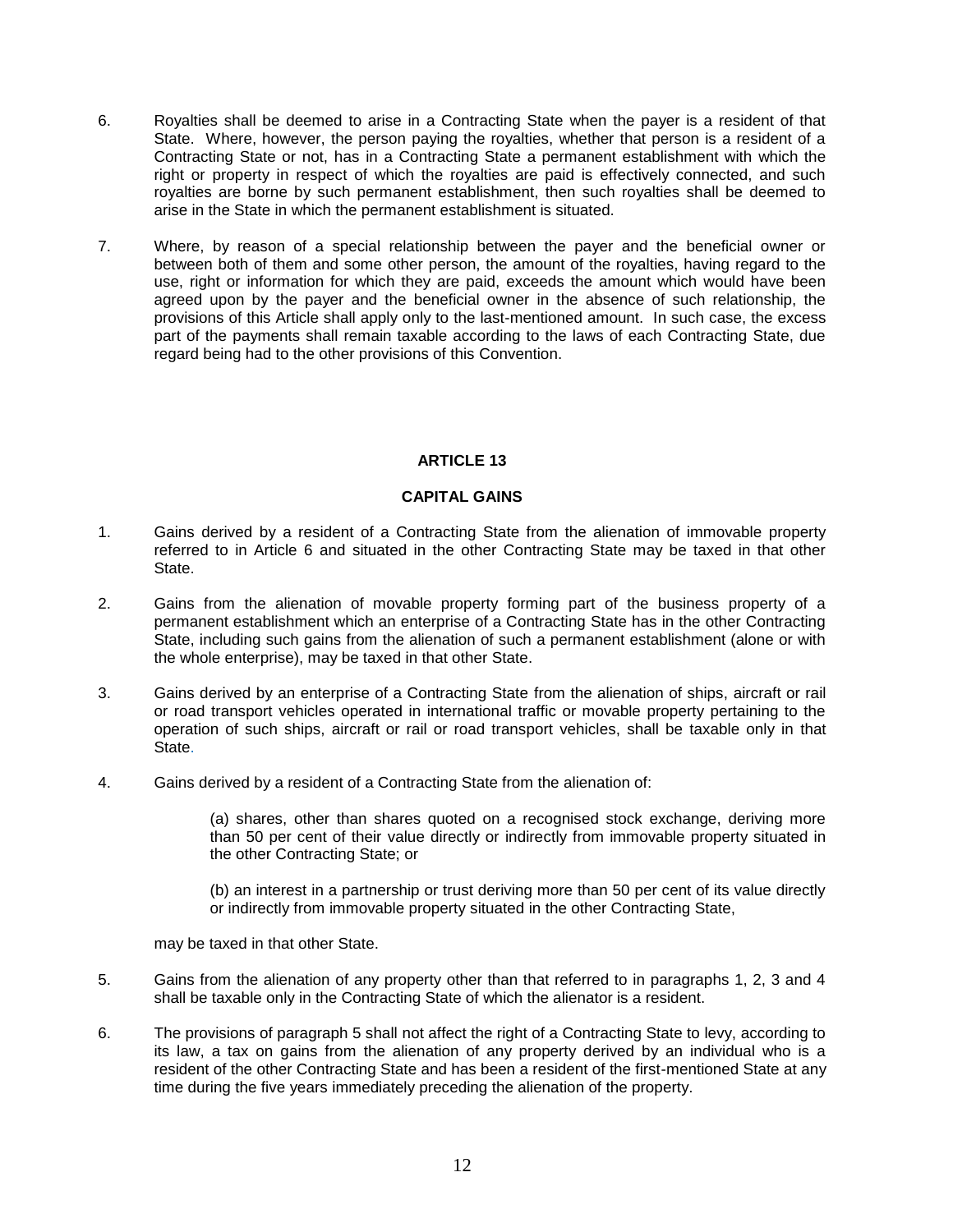6. Royalties shall be deemed to arise in a Contracting State when the payer is a resident of that State. Where, however, the person paying the royalties, whether that person is a resident of a Contracting State or not, has in a Contracting State a permanent establishment with which the right or property in respect of which the royalties are paid is effectively connected, and such royalties are borne by such permanent establishment, then such royalties shall be deemed to arise in the State in which the permanent establishment is situated.

7. Where, by reason of a special relationship between the payer and the beneficial owner or between both of them and some other person, the amount of the royalties, having regard to the use, right or information for which they are paid, exceeds the amount which would have been agreed upon by the payer and the beneficial owner in the absence of such relationship, the provisions of this Article shall apply only to the last-mentioned amount. In such case, the excess part of the payments shall remain taxable according to the laws of each Contracting State, due regard being had to the other provisions of this Convention.

## ARTICLE 13

## CAPITAL GAINS

1. Gains derived by a resident of a Contracting State from the alienation of immovable property referred to in Article 6 and situated in the other Contracting State may be taxed in that other State.

2. Gains from the alienation of movable property forming part of the business property of a permanent establishment which an enterprise of a Contracting State has in the other Contracting State, including such gains from the alienation of such a permanent establishment (alone or with the whole enterprise), may be taxed in that other State.

3. Gains derived by an enterprise of a Contracting State from the alienation of ships, aircraft or rail or road transport vehicles operated in international traffic or movable property pertaining to the operation of such ships, aircraft or rail or road transport vehicles, shall be taxable only in that State.

4. Gains derived by a resident of a Contracting State from the alienation of:

   (a) shares, other than shares quoted on a recognised stock exchange, deriving more than 50 per cent of their value directly or indirectly from immovable property situated in the other Contracting State; or

   (b) an interest in a partnership or trust deriving more than 50 per cent of its value directly or indirectly from immovable property situated in the other Contracting State,

   may be taxed in that other State.

5. Gains from the alienation of any property other than that referred to in paragraphs 1, 2, 3 and 4 shall be taxable only in the Contracting State of which the alienator is a resident.

6. The provisions of paragraph 5 shall not affect the right of a Contracting State to levy, according to its law, a tax on gains from the alienation of any property derived by an individual who is a resident of the other Contracting State and has been a resident of the first-mentioned State at any time during the five years immediately preceding the alienation of the property.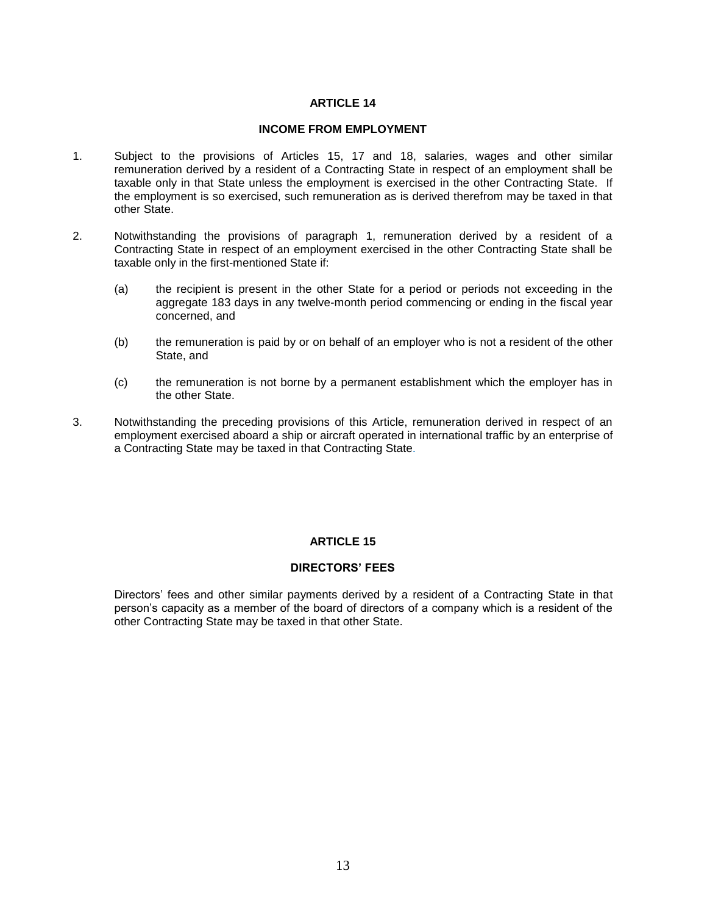## ARTICLE 14

### INCOME FROM EMPLOYMENT

1. Subject to the provisions of Articles 15, 17 and 18, salaries, wages and other similar remuneration derived by a resident of a Contracting State in respect of an employment shall be taxable only in that State unless the employment is exercised in the other Contracting State. If the employment is so exercised, such remuneration as is derived therefrom may be taxed in that other State.

2. Notwithstanding the provisions of paragraph 1, remuneration derived by a resident of a Contracting State in respect of an employment exercised in the other Contracting State shall be taxable only in the first-mentioned State if:

   (a) the recipient is present in the other State for a period or periods not exceeding in the aggregate 183 days in any twelve-month period commencing or ending in the fiscal year concerned, and

   (b) the remuneration is paid by or on behalf of an employer who is not a resident of the other State, and

   (c) the remuneration is not borne by a permanent establishment which the employer has in the other State.

3. Notwithstanding the preceding provisions of this Article, remuneration derived in respect of an employment exercised aboard a ship or aircraft operated in international traffic by an enterprise of a Contracting State may be taxed in that Contracting State.

## ARTICLE 15

### DIRECTORS' FEES

Directors' fees and other similar payments derived by a resident of a Contracting State in that person's capacity as a member of the board of directors of a company which is a resident of the other Contracting State may be taxed in that other State.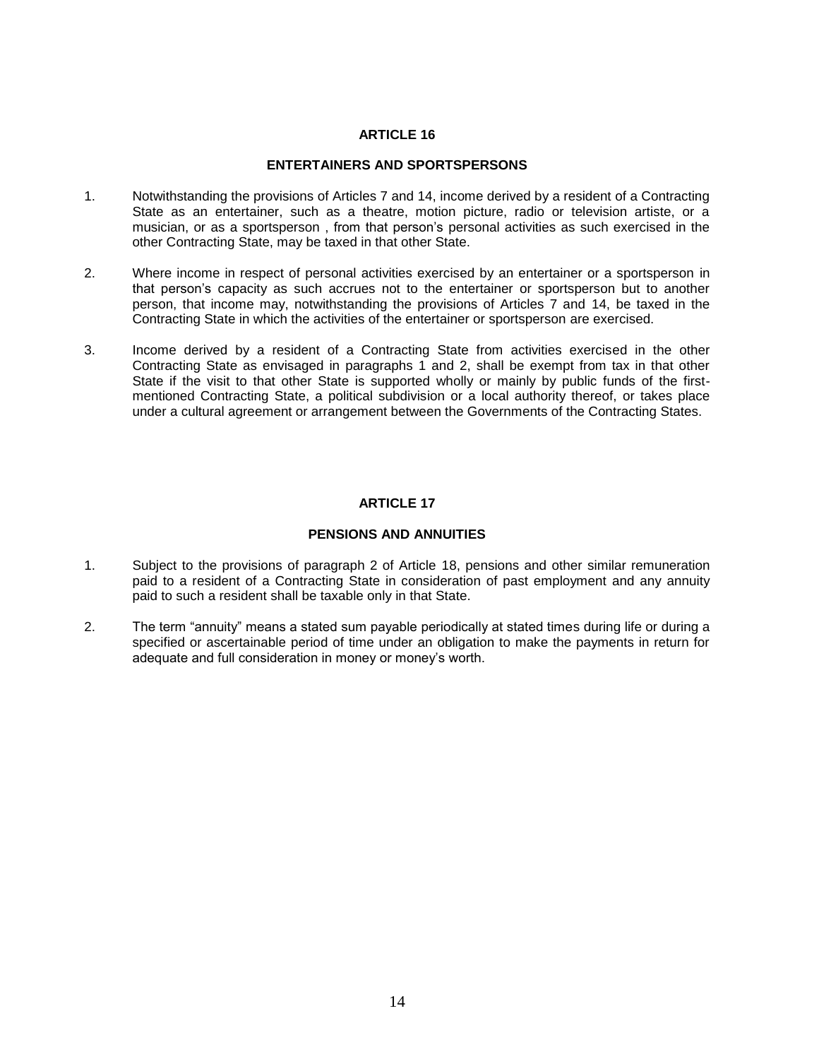## ARTICLE 16

### ENTERTAINERS AND SPORTSPERSONS

1. Notwithstanding the provisions of Articles 7 and 14, income derived by a resident of a Contracting State as an entertainer, such as a theatre, motion picture, radio or television artiste, or a musician, or as a sportsperson , from that person's personal activities as such exercised in the other Contracting State, may be taxed in that other State.

2. Where income in respect of personal activities exercised by an entertainer or a sportsperson in that person's capacity as such accrues not to the entertainer or sportsperson but to another person, that income may, notwithstanding the provisions of Articles 7 and 14, be taxed in the Contracting State in which the activities of the entertainer or sportsperson are exercised.

3. Income derived by a resident of a Contracting State from activities exercised in the other Contracting State as envisaged in paragraphs 1 and 2, shall be exempt from tax in that other State if the visit to that other State is supported wholly or mainly by public funds of the first-mentioned Contracting State, a political subdivision or a local authority thereof, or takes place under a cultural agreement or arrangement between the Governments of the Contracting States.

## ARTICLE 17

### PENSIONS AND ANNUITIES

1. Subject to the provisions of paragraph 2 of Article 18, pensions and other similar remuneration paid to a resident of a Contracting State in consideration of past employment and any annuity paid to such a resident shall be taxable only in that State.

2. The term "annuity" means a stated sum payable periodically at stated times during life or during a specified or ascertainable period of time under an obligation to make the payments in return for adequate and full consideration in money or money's worth.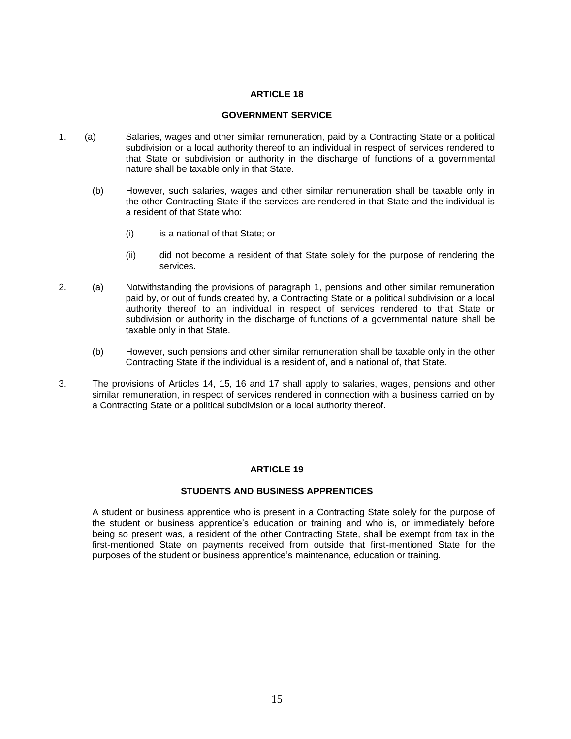## ARTICLE 18

### GOVERNMENT SERVICE

1. (a) Salaries, wages and other similar remuneration, paid by a Contracting State or a political subdivision or a local authority thereof to an individual in respect of services rendered to that State or subdivision or authority in the discharge of functions of a governmental nature shall be taxable only in that State.

   (b) However, such salaries, wages and other similar remuneration shall be taxable only in the other Contracting State if the services are rendered in that State and the individual is a resident of that State who:

      (i) is a national of that State; or

      (ii) did not become a resident of that State solely for the purpose of rendering the services.

2. (a) Notwithstanding the provisions of paragraph 1, pensions and other similar remuneration paid by, or out of funds created by, a Contracting State or a political subdivision or a local authority thereof to an individual in respect of services rendered to that State or subdivision or authority in the discharge of functions of a governmental nature shall be taxable only in that State.

   (b) However, such pensions and other similar remuneration shall be taxable only in the other Contracting State if the individual is a resident of, and a national of, that State.

3. The provisions of Articles 14, 15, 16 and 17 shall apply to salaries, wages, pensions and other similar remuneration, in respect of services rendered in connection with a business carried on by a Contracting State or a political subdivision or a local authority thereof.

## ARTICLE 19

### STUDENTS AND BUSINESS APPRENTICES

A student or business apprentice who is present in a Contracting State solely for the purpose of the student or business apprentice's education or training and who is, or immediately before being so present was, a resident of the other Contracting State, shall be exempt from tax in the first-mentioned State on payments received from outside that first-mentioned State for the purposes of the student or business apprentice's maintenance, education or training.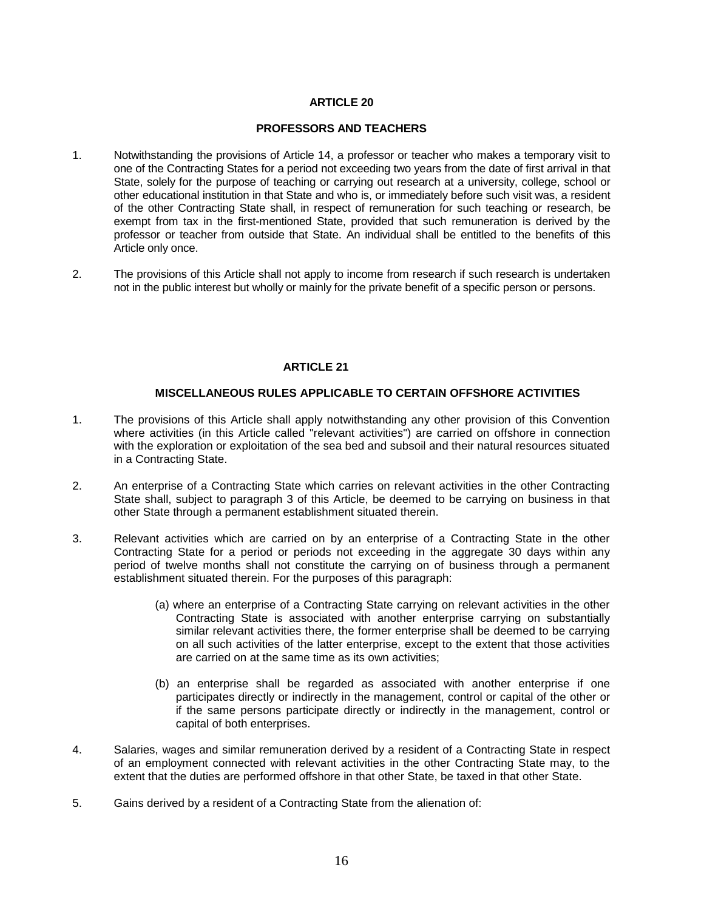## ARTICLE 20

### PROFESSORS AND TEACHERS

1. Notwithstanding the provisions of Article 14, a professor or teacher who makes a temporary visit to one of the Contracting States for a period not exceeding two years from the date of first arrival in that State, solely for the purpose of teaching or carrying out research at a university, college, school or other educational institution in that State and who is, or immediately before such visit was, a resident of the other Contracting State shall, in respect of remuneration for such teaching or research, be exempt from tax in the first-mentioned State, provided that such remuneration is derived by the professor or teacher from outside that State. An individual shall be entitled to the benefits of this Article only once.

2. The provisions of this Article shall not apply to income from research if such research is undertaken not in the public interest but wholly or mainly for the private benefit of a specific person or persons.

## ARTICLE 21

### MISCELLANEOUS RULES APPLICABLE TO CERTAIN OFFSHORE ACTIVITIES

1. The provisions of this Article shall apply notwithstanding any other provision of this Convention where activities (in this Article called "relevant activities") are carried on offshore in connection with the exploration or exploitation of the sea bed and subsoil and their natural resources situated in a Contracting State.

2. An enterprise of a Contracting State which carries on relevant activities in the other Contracting State shall, subject to paragraph 3 of this Article, be deemed to be carrying on business in that other State through a permanent establishment situated therein.

3. Relevant activities which are carried on by an enterprise of a Contracting State in the other Contracting State for a period or periods not exceeding in the aggregate 30 days within any period of twelve months shall not constitute the carrying on of business through a permanent establishment situated therein. For the purposes of this paragraph:

   (a) where an enterprise of a Contracting State carrying on relevant activities in the other Contracting State is associated with another enterprise carrying on substantially similar relevant activities there, the former enterprise shall be deemed to be carrying on all such activities of the latter enterprise, except to the extent that those activities are carried on at the same time as its own activities;

   (b) an enterprise shall be regarded as associated with another enterprise if one participates directly or indirectly in the management, control or capital of the other or if the same persons participate directly or indirectly in the management, control or capital of both enterprises.

4. Salaries, wages and similar remuneration derived by a resident of a Contracting State in respect of an employment connected with relevant activities in the other Contracting State may, to the extent that the duties are performed offshore in that other State, be taxed in that other State.

5. Gains derived by a resident of a Contracting State from the alienation of: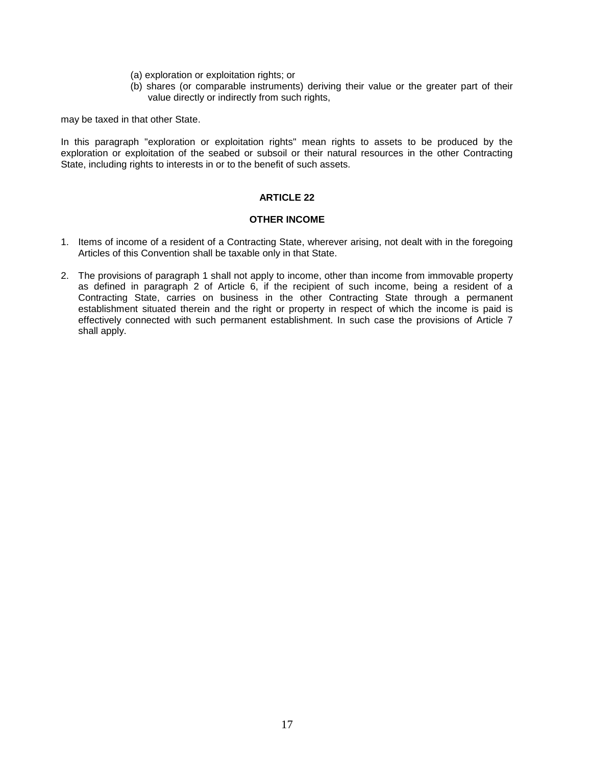(a) exploration or exploitation rights; or

(b) shares (or comparable instruments) deriving their value or the greater part of their value directly or indirectly from such rights,

may be taxed in that other State.

In this paragraph "exploration or exploitation rights" mean rights to assets to be produced by the exploration or exploitation of the seabed or subsoil or their natural resources in the other Contracting State, including rights to interests in or to the benefit of such assets.

## ARTICLE 22

## OTHER INCOME

1. Items of income of a resident of a Contracting State, wherever arising, not dealt with in the foregoing Articles of this Convention shall be taxable only in that State.

2. The provisions of paragraph 1 shall not apply to income, other than income from immovable property as defined in paragraph 2 of Article 6, if the recipient of such income, being a resident of a Contracting State, carries on business in the other Contracting State through a permanent establishment situated therein and the right or property in respect of which the income is paid is effectively connected with such permanent establishment. In such case the provisions of Article 7 shall apply.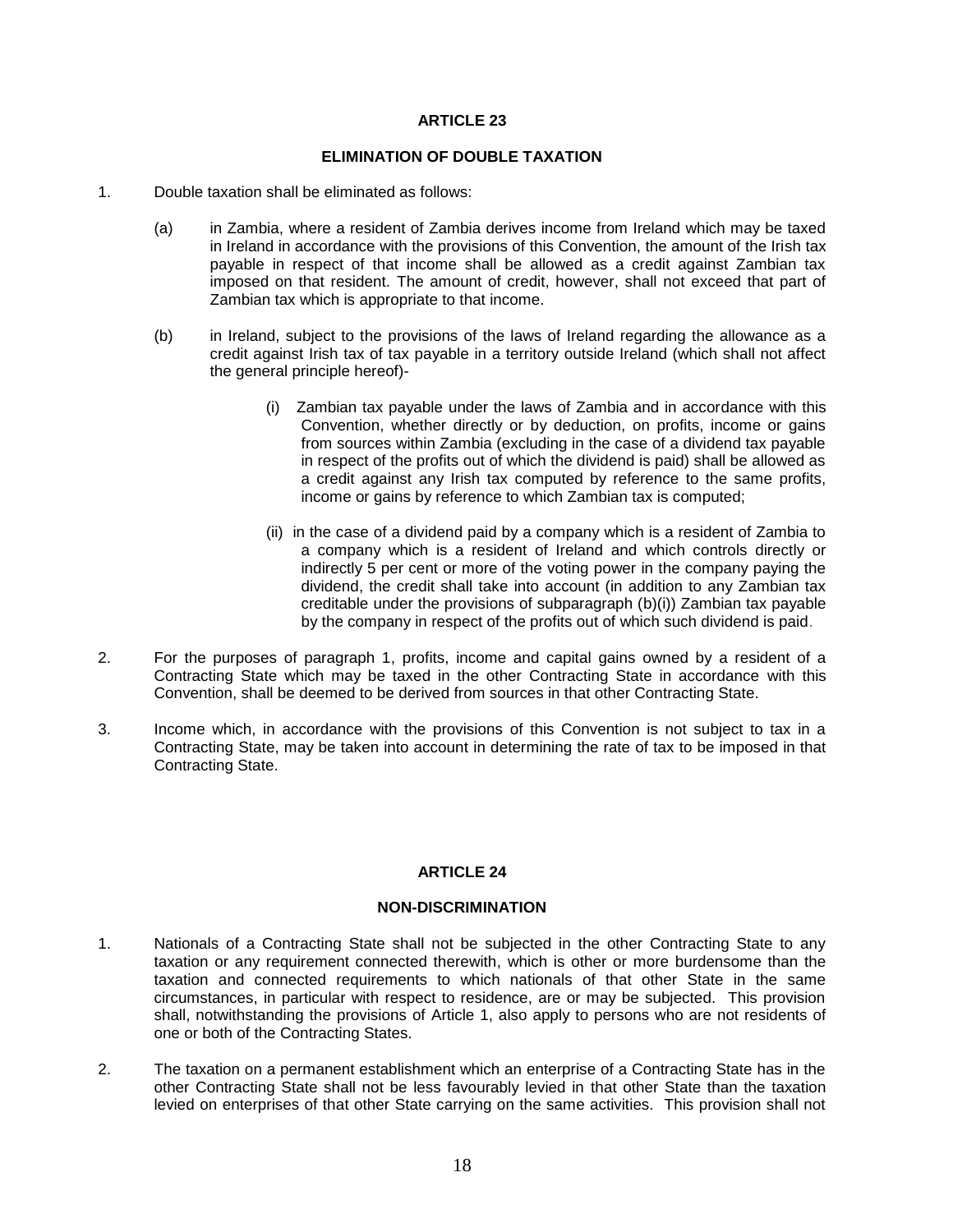## ARTICLE 23

### ELIMINATION OF DOUBLE TAXATION

1. Double taxation shall be eliminated as follows:

   (a) in Zambia, where a resident of Zambia derives income from Ireland which may be taxed in Ireland in accordance with the provisions of this Convention, the amount of the Irish tax payable in respect of that income shall be allowed as a credit against Zambian tax imposed on that resident. The amount of credit, however, shall not exceed that part of Zambian tax which is appropriate to that income.

   (b) in Ireland, subject to the provisions of the laws of Ireland regarding the allowance as a credit against Irish tax of tax payable in a territory outside Ireland (which shall not affect the general principle hereof)-

      (i) Zambian tax payable under the laws of Zambia and in accordance with this Convention, whether directly or by deduction, on profits, income or gains from sources within Zambia (excluding in the case of a dividend tax payable in respect of the profits out of which the dividend is paid) shall be allowed as a credit against any Irish tax computed by reference to the same profits, income or gains by reference to which Zambian tax is computed;

      (ii) in the case of a dividend paid by a company which is a resident of Zambia to a company which is a resident of Ireland and which controls directly or indirectly 5 per cent or more of the voting power in the company paying the dividend, the credit shall take into account (in addition to any Zambian tax creditable under the provisions of subparagraph (b)(i)) Zambian tax payable by the company in respect of the profits out of which such dividend is paid.

2. For the purposes of paragraph 1, profits, income and capital gains owned by a resident of a Contracting State which may be taxed in the other Contracting State in accordance with this Convention, shall be deemed to be derived from sources in that other Contracting State.

3. Income which, in accordance with the provisions of this Convention is not subject to tax in a Contracting State, may be taken into account in determining the rate of tax to be imposed in that Contracting State.

## ARTICLE 24

### NON-DISCRIMINATION

1. Nationals of a Contracting State shall not be subjected in the other Contracting State to any taxation or any requirement connected therewith, which is other or more burdensome than the taxation and connected requirements to which nationals of that other State in the same circumstances, in particular with respect to residence, are or may be subjected. This provision shall, notwithstanding the provisions of Article 1, also apply to persons who are not residents of one or both of the Contracting States.

2. The taxation on a permanent establishment which an enterprise of a Contracting State has in the other Contracting State shall not be less favourably levied in that other State than the taxation levied on enterprises of that other State carrying on the same activities. This provision shall not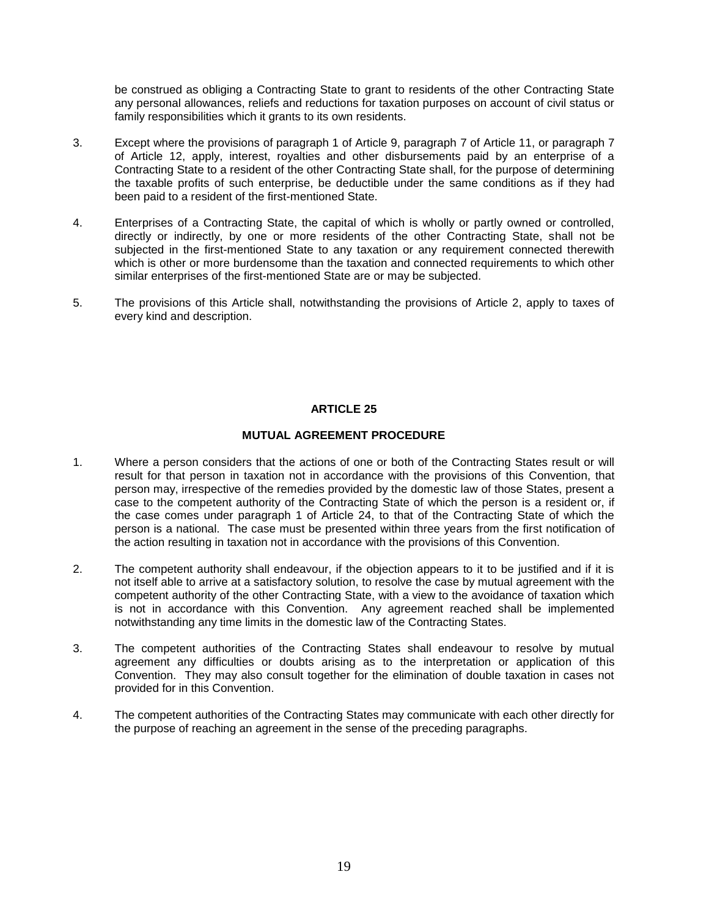be construed as obliging a Contracting State to grant to residents of the other Contracting State any personal allowances, reliefs and reductions for taxation purposes on account of civil status or family responsibilities which it grants to its own residents.

3. Except where the provisions of paragraph 1 of Article 9, paragraph 7 of Article 11, or paragraph 7 of Article 12, apply, interest, royalties and other disbursements paid by an enterprise of a Contracting State to a resident of the other Contracting State shall, for the purpose of determining the taxable profits of such enterprise, be deductible under the same conditions as if they had been paid to a resident of the first-mentioned State.

4. Enterprises of a Contracting State, the capital of which is wholly or partly owned or controlled, directly or indirectly, by one or more residents of the other Contracting State, shall not be subjected in the first-mentioned State to any taxation or any requirement connected therewith which is other or more burdensome than the taxation and connected requirements to which other similar enterprises of the first-mentioned State are or may be subjected.

5. The provisions of this Article shall, notwithstanding the provisions of Article 2, apply to taxes of every kind and description.

## ARTICLE 25

### MUTUAL AGREEMENT PROCEDURE

1. Where a person considers that the actions of one or both of the Contracting States result or will result for that person in taxation not in accordance with the provisions of this Convention, that person may, irrespective of the remedies provided by the domestic law of those States, present a case to the competent authority of the Contracting State of which the person is a resident or, if the case comes under paragraph 1 of Article 24, to that of the Contracting State of which the person is a national. The case must be presented within three years from the first notification of the action resulting in taxation not in accordance with the provisions of this Convention.

2. The competent authority shall endeavour, if the objection appears to it to be justified and if it is not itself able to arrive at a satisfactory solution, to resolve the case by mutual agreement with the competent authority of the other Contracting State, with a view to the avoidance of taxation which is not in accordance with this Convention. Any agreement reached shall be implemented notwithstanding any time limits in the domestic law of the Contracting States.

3. The competent authorities of the Contracting States shall endeavour to resolve by mutual agreement any difficulties or doubts arising as to the interpretation or application of this Convention. They may also consult together for the elimination of double taxation in cases not provided for in this Convention.

4. The competent authorities of the Contracting States may communicate with each other directly for the purpose of reaching an agreement in the sense of the preceding paragraphs.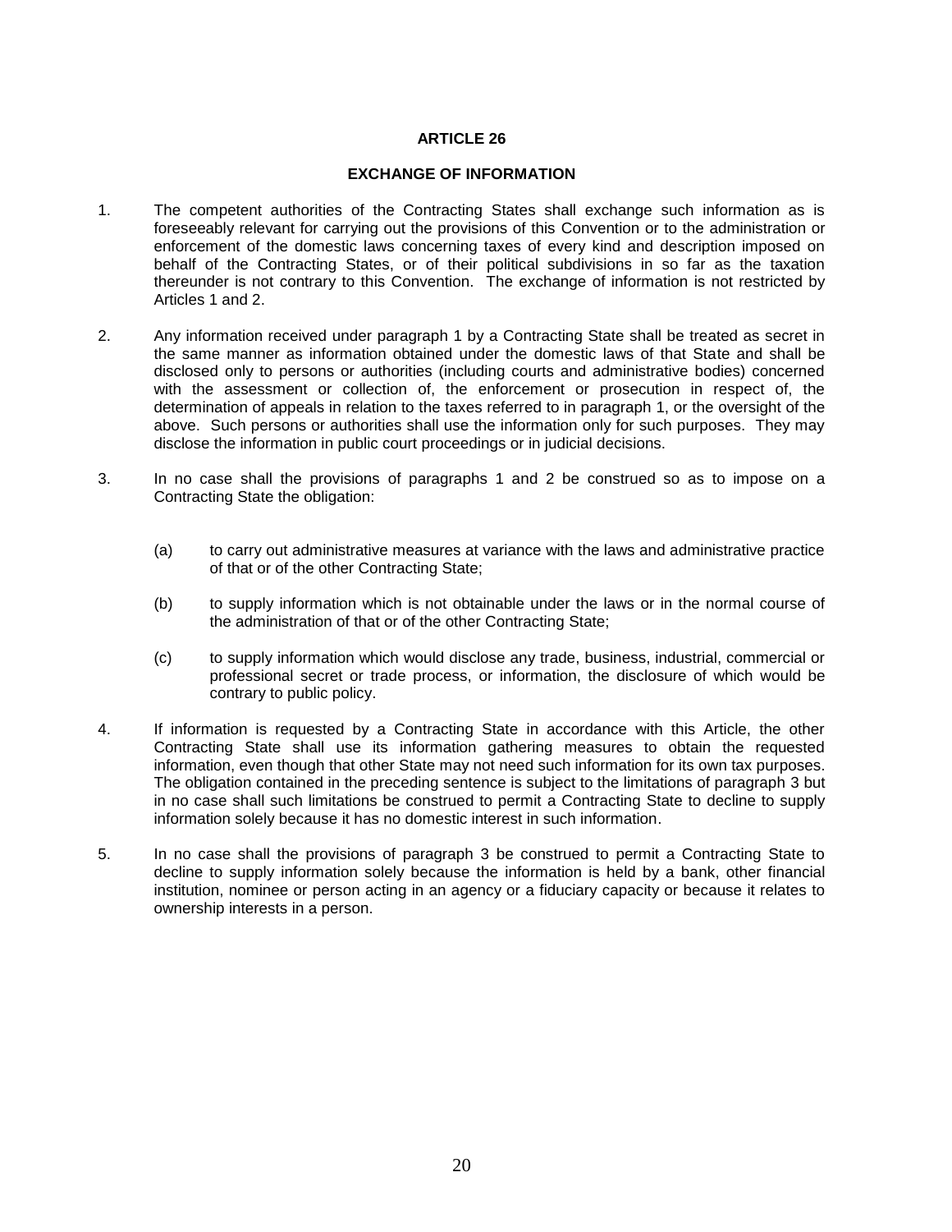## ARTICLE 26

### EXCHANGE OF INFORMATION

1. The competent authorities of the Contracting States shall exchange such information as is foreseeably relevant for carrying out the provisions of this Convention or to the administration or enforcement of the domestic laws concerning taxes of every kind and description imposed on behalf of the Contracting States, or of their political subdivisions in so far as the taxation thereunder is not contrary to this Convention. The exchange of information is not restricted by Articles 1 and 2.

2. Any information received under paragraph 1 by a Contracting State shall be treated as secret in the same manner as information obtained under the domestic laws of that State and shall be disclosed only to persons or authorities (including courts and administrative bodies) concerned with the assessment or collection of, the enforcement or prosecution in respect of, the determination of appeals in relation to the taxes referred to in paragraph 1, or the oversight of the above. Such persons or authorities shall use the information only for such purposes. They may disclose the information in public court proceedings or in judicial decisions.

3. In no case shall the provisions of paragraphs 1 and 2 be construed so as to impose on a Contracting State the obligation:

   (a) to carry out administrative measures at variance with the laws and administrative practice of that or of the other Contracting State;

   (b) to supply information which is not obtainable under the laws or in the normal course of the administration of that or of the other Contracting State;

   (c) to supply information which would disclose any trade, business, industrial, commercial or professional secret or trade process, or information, the disclosure of which would be contrary to public policy.

4. If information is requested by a Contracting State in accordance with this Article, the other Contracting State shall use its information gathering measures to obtain the requested information, even though that other State may not need such information for its own tax purposes. The obligation contained in the preceding sentence is subject to the limitations of paragraph 3 but in no case shall such limitations be construed to permit a Contracting State to decline to supply information solely because it has no domestic interest in such information.

5. In no case shall the provisions of paragraph 3 be construed to permit a Contracting State to decline to supply information solely because the information is held by a bank, other financial institution, nominee or person acting in an agency or a fiduciary capacity or because it relates to ownership interests in a person.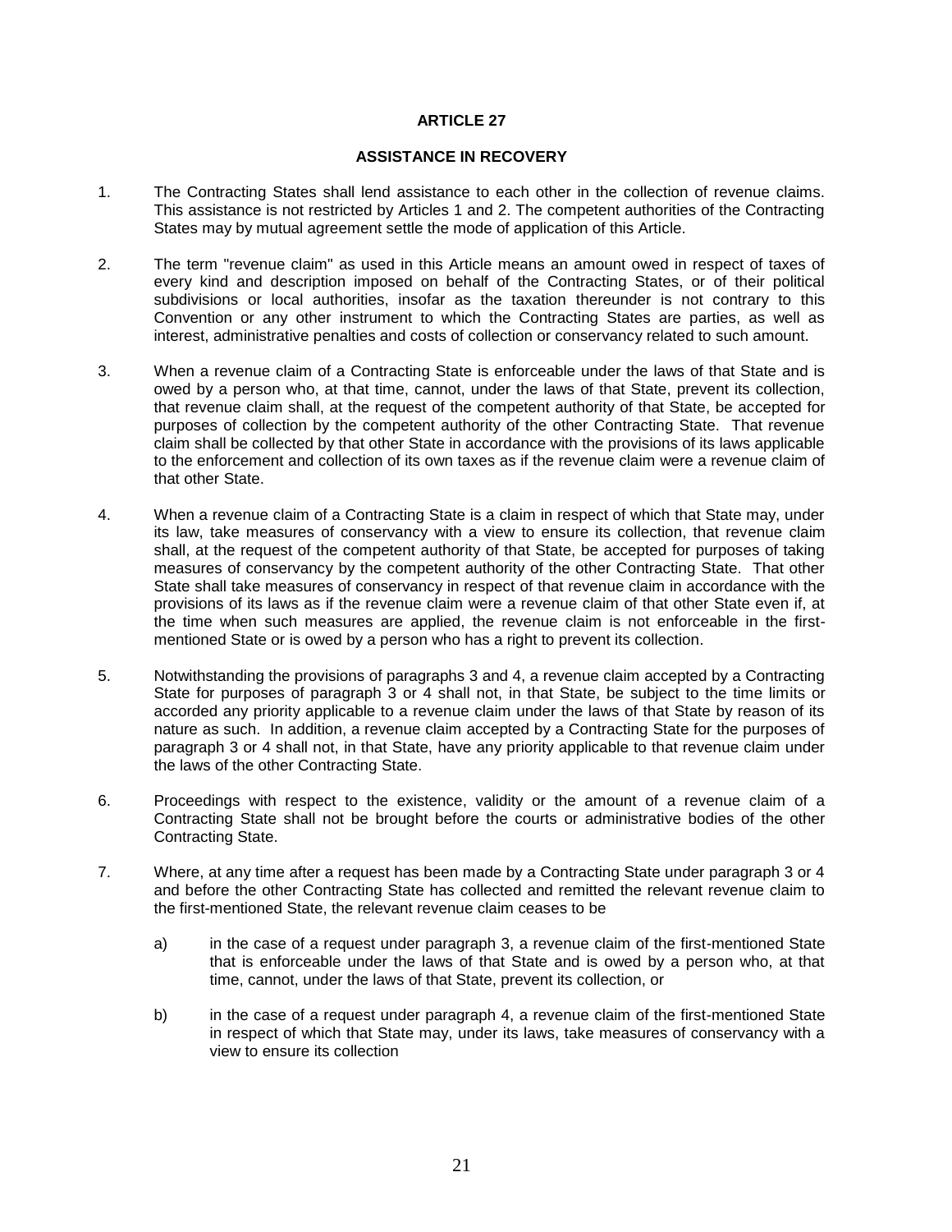## ARTICLE 27

### ASSISTANCE IN RECOVERY

1. The Contracting States shall lend assistance to each other in the collection of revenue claims. This assistance is not restricted by Articles 1 and 2. The competent authorities of the Contracting States may by mutual agreement settle the mode of application of this Article.

2. The term "revenue claim" as used in this Article means an amount owed in respect of taxes of every kind and description imposed on behalf of the Contracting States, or of their political subdivisions or local authorities, insofar as the taxation thereunder is not contrary to this Convention or any other instrument to which the Contracting States are parties, as well as interest, administrative penalties and costs of collection or conservancy related to such amount.

3. When a revenue claim of a Contracting State is enforceable under the laws of that State and is owed by a person who, at that time, cannot, under the laws of that State, prevent its collection, that revenue claim shall, at the request of the competent authority of that State, be accepted for purposes of collection by the competent authority of the other Contracting State. That revenue claim shall be collected by that other State in accordance with the provisions of its laws applicable to the enforcement and collection of its own taxes as if the revenue claim were a revenue claim of that other State.

4. When a revenue claim of a Contracting State is a claim in respect of which that State may, under its law, take measures of conservancy with a view to ensure its collection, that revenue claim shall, at the request of the competent authority of that State, be accepted for purposes of taking measures of conservancy by the competent authority of the other Contracting State. That other State shall take measures of conservancy in respect of that revenue claim in accordance with the provisions of its laws as if the revenue claim were a revenue claim of that other State even if, at the time when such measures are applied, the revenue claim is not enforceable in the first-mentioned State or is owed by a person who has a right to prevent its collection.

5. Notwithstanding the provisions of paragraphs 3 and 4, a revenue claim accepted by a Contracting State for purposes of paragraph 3 or 4 shall not, in that State, be subject to the time limits or accorded any priority applicable to a revenue claim under the laws of that State by reason of its nature as such. In addition, a revenue claim accepted by a Contracting State for the purposes of paragraph 3 or 4 shall not, in that State, have any priority applicable to that revenue claim under the laws of the other Contracting State.

6. Proceedings with respect to the existence, validity or the amount of a revenue claim of a Contracting State shall not be brought before the courts or administrative bodies of the other Contracting State.

7. Where, at any time after a request has been made by a Contracting State under paragraph 3 or 4 and before the other Contracting State has collected and remitted the relevant revenue claim to the first-mentioned State, the relevant revenue claim ceases to be

   a) in the case of a request under paragraph 3, a revenue claim of the first-mentioned State that is enforceable under the laws of that State and is owed by a person who, at that time, cannot, under the laws of that State, prevent its collection, or

   b) in the case of a request under paragraph 4, a revenue claim of the first-mentioned State in respect of which that State may, under its laws, take measures of conservancy with a view to ensure its collection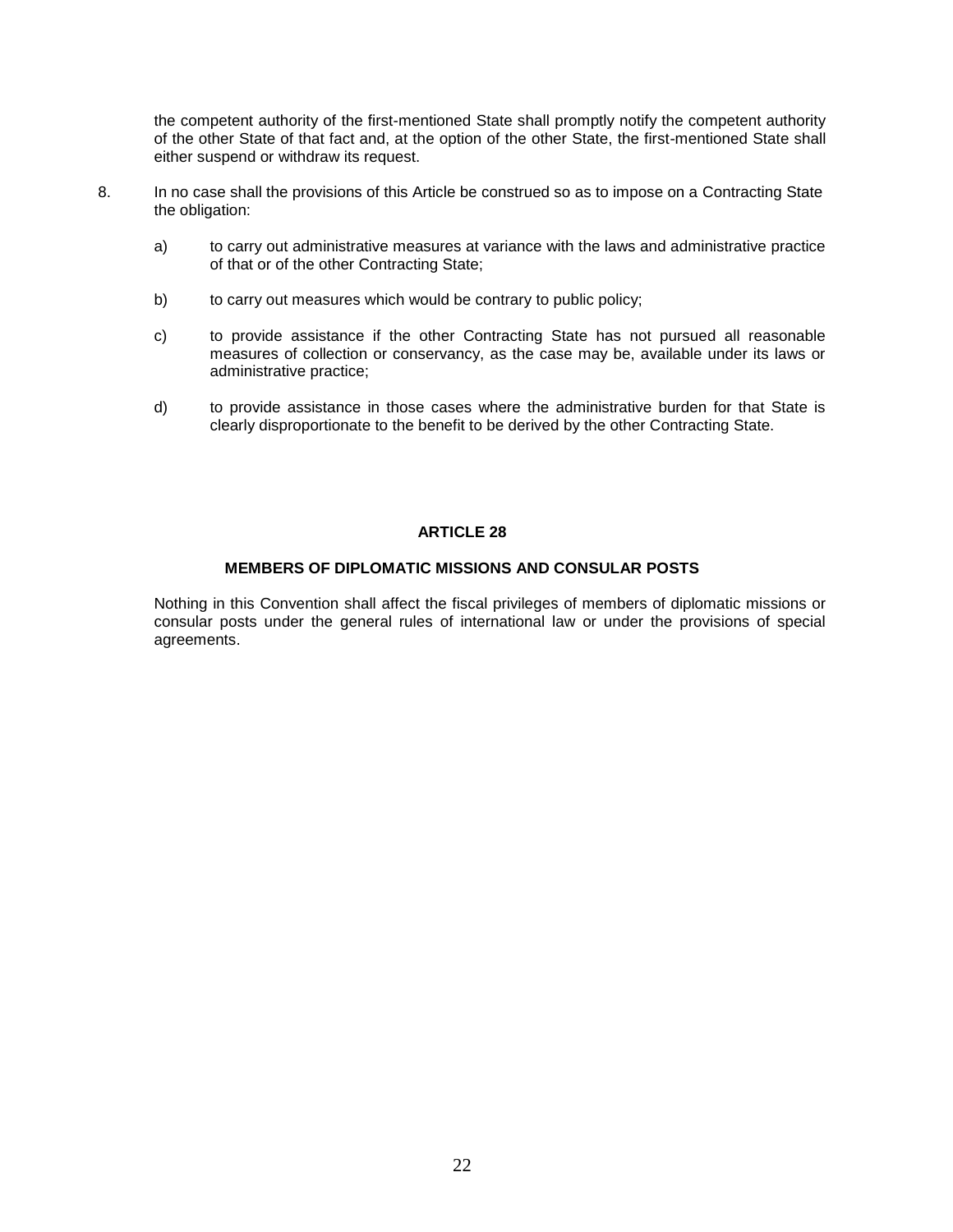the competent authority of the first-mentioned State shall promptly notify the competent authority of the other State of that fact and, at the option of the other State, the first-mentioned State shall either suspend or withdraw its request.

8. In no case shall the provisions of this Article be construed so as to impose on a Contracting State the obligation:

   a) to carry out administrative measures at variance with the laws and administrative practice of that or of the other Contracting State;

   b) to carry out measures which would be contrary to public policy;

   c) to provide assistance if the other Contracting State has not pursued all reasonable measures of collection or conservancy, as the case may be, available under its laws or administrative practice;

   d) to provide assistance in those cases where the administrative burden for that State is clearly disproportionate to the benefit to be derived by the other Contracting State.

## ARTICLE 28

### MEMBERS OF DIPLOMATIC MISSIONS AND CONSULAR POSTS

Nothing in this Convention shall affect the fiscal privileges of members of diplomatic missions or consular posts under the general rules of international law or under the provisions of special agreements.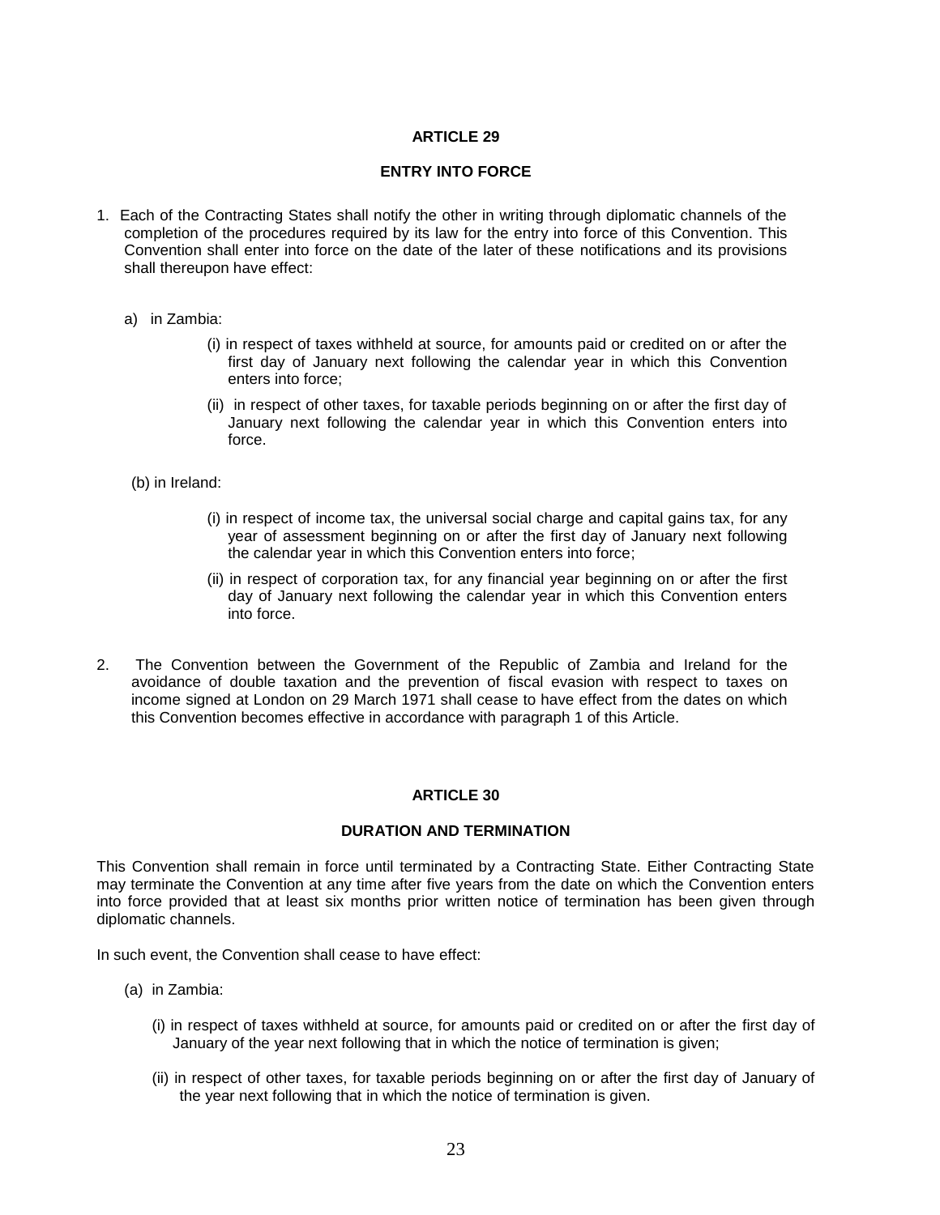## ARTICLE 29

## ENTRY INTO FORCE

1. Each of the Contracting States shall notify the other in writing through diplomatic channels of the completion of the procedures required by its law for the entry into force of this Convention. This Convention shall enter into force on the date of the later of these notifications and its provisions shall thereupon have effect:

   a) in Zambia:

      (i) in respect of taxes withheld at source, for amounts paid or credited on or after the first day of January next following the calendar year in which this Convention enters into force;

      (ii) in respect of other taxes, for taxable periods beginning on or after the first day of January next following the calendar year in which this Convention enters into force.

   (b) in Ireland:

      (i) in respect of income tax, the universal social charge and capital gains tax, for any year of assessment beginning on or after the first day of January next following the calendar year in which this Convention enters into force;

      (ii) in respect of corporation tax, for any financial year beginning on or after the first day of January next following the calendar year in which this Convention enters into force.

2. The Convention between the Government of the Republic of Zambia and Ireland for the avoidance of double taxation and the prevention of fiscal evasion with respect to taxes on income signed at London on 29 March 1971 shall cease to have effect from the dates on which this Convention becomes effective in accordance with paragraph 1 of this Article.

## ARTICLE 30

## DURATION AND TERMINATION

This Convention shall remain in force until terminated by a Contracting State. Either Contracting State may terminate the Convention at any time after five years from the date on which the Convention enters into force provided that at least six months prior written notice of termination has been given through diplomatic channels.

In such event, the Convention shall cease to have effect:

(a) in Zambia:

   (i) in respect of taxes withheld at source, for amounts paid or credited on or after the first day of January of the year next following that in which the notice of termination is given;

   (ii) in respect of other taxes, for taxable periods beginning on or after the first day of January of the year next following that in which the notice of termination is given.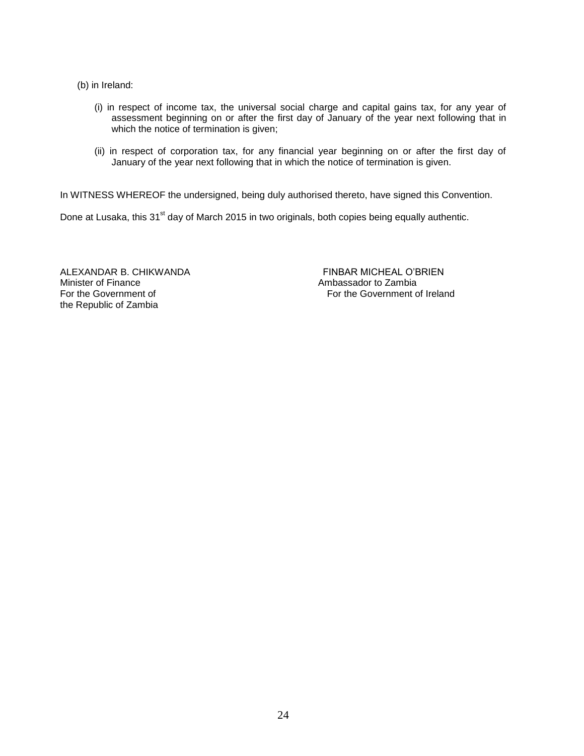(b) in Ireland:

(i) in respect of income tax, the universal social charge and capital gains tax, for any year of assessment beginning on or after the first day of January of the year next following that in which the notice of termination is given;

(ii) in respect of corporation tax, for any financial year beginning on or after the first day of January of the year next following that in which the notice of termination is given.

In WITNESS WHEREOF the undersigned, being duly authorised thereto, have signed this Convention.

Done at Lusaka, this 31st day of March 2015 in two originals, both copies being equally authentic.

ALEXANDAR B. CHIKWANDA
Minister of Finance
For the Government of
the Republic of Zambia

FINBAR MICHEAL O'BRIEN
Ambassador to Zambia
For the Government of Ireland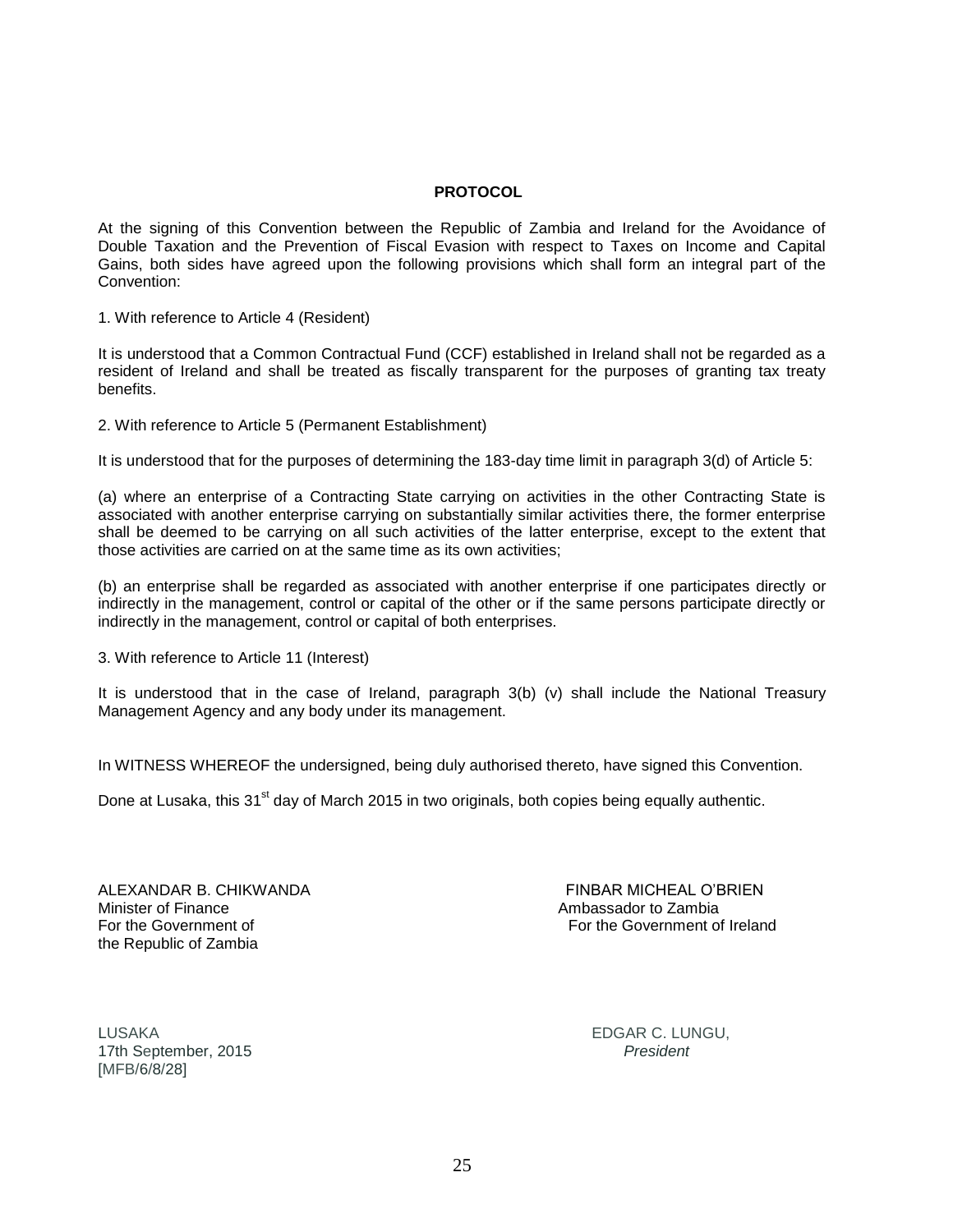## PROTOCOL

At the signing of this Convention between the Republic of Zambia and Ireland for the Avoidance of Double Taxation and the Prevention of Fiscal Evasion with respect to Taxes on Income and Capital Gains, both sides have agreed upon the following provisions which shall form an integral part of the Convention:

1. With reference to Article 4 (Resident)

It is understood that a Common Contractual Fund (CCF) established in Ireland shall not be regarded as a resident of Ireland and shall be treated as fiscally transparent for the purposes of granting tax treaty benefits.

2. With reference to Article 5 (Permanent Establishment)

It is understood that for the purposes of determining the 183-day time limit in paragraph 3(d) of Article 5:

(a) where an enterprise of a Contracting State carrying on activities in the other Contracting State is associated with another enterprise carrying on substantially similar activities there, the former enterprise shall be deemed to be carrying on all such activities of the latter enterprise, except to the extent that those activities are carried on at the same time as its own activities;

(b) an enterprise shall be regarded as associated with another enterprise if one participates directly or indirectly in the management, control or capital of the other or if the same persons participate directly or indirectly in the management, control or capital of both enterprises.

3. With reference to Article 11 (Interest)

It is understood that in the case of Ireland, paragraph 3(b) (v) shall include the National Treasury Management Agency and any body under its management.

In WITNESS WHEREOF the undersigned, being duly authorised thereto, have signed this Convention.

Done at Lusaka, this 31st day of March 2015 in two originals, both copies being equally authentic.

ALEXANDAR B. CHIKWANDA
Minister of Finance
For the Government of
the Republic of Zambia

FINBAR MICHEAL O'BRIEN
Ambassador to Zambia
For the Government of Ireland

LUSAKA
17th September, 2015
[MFB/6/8/28]

EDGAR C. LUNGU,
*President*